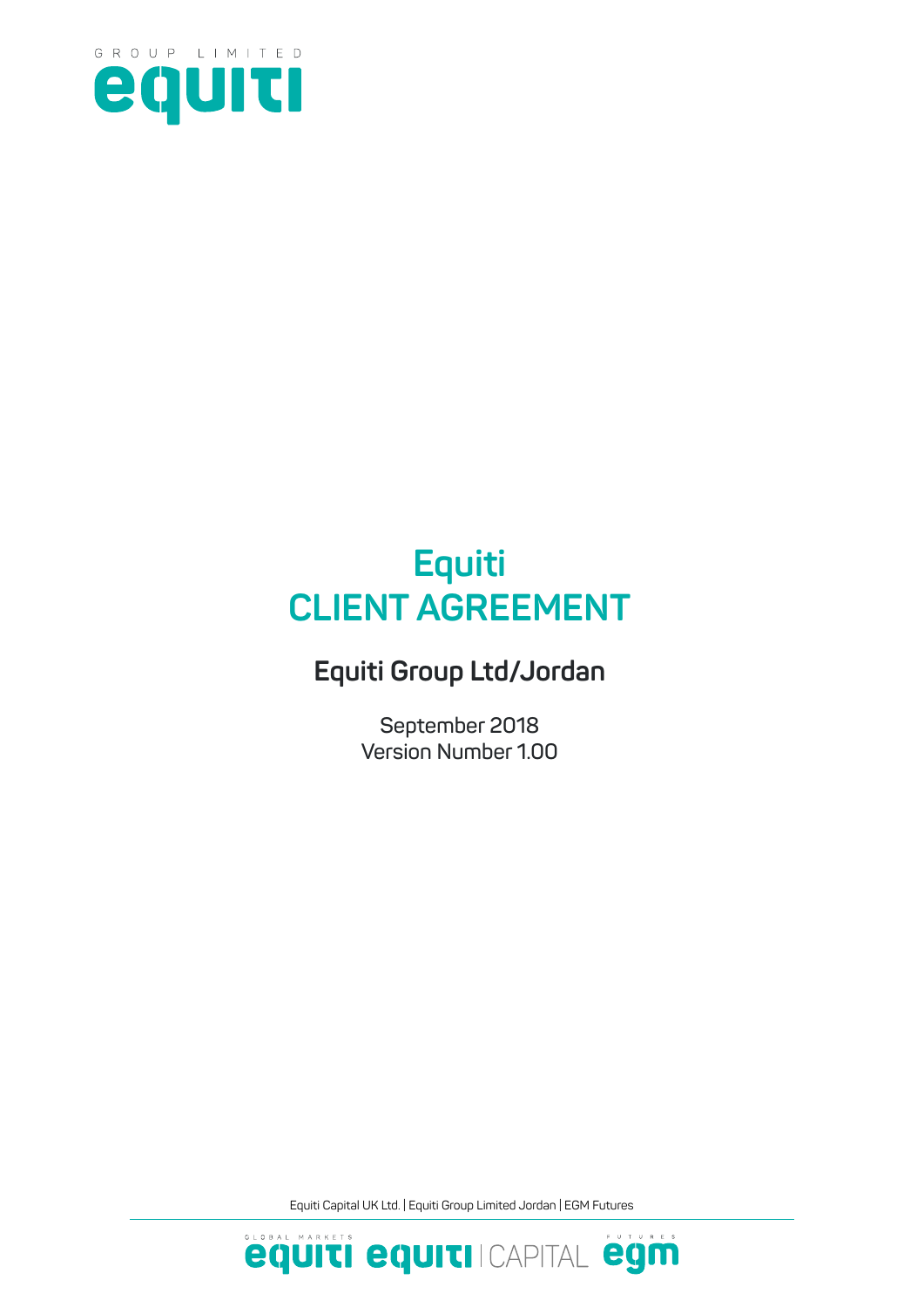GROUP LIMITED

equiti

# Equiti
# CLIENT AGREEMENT

## Equiti Group Ltd/Jordan

September 2018
Version Number 1.00

Equiti Capital UK Ltd. | Equiti Group Limited Jordan | EGM Futures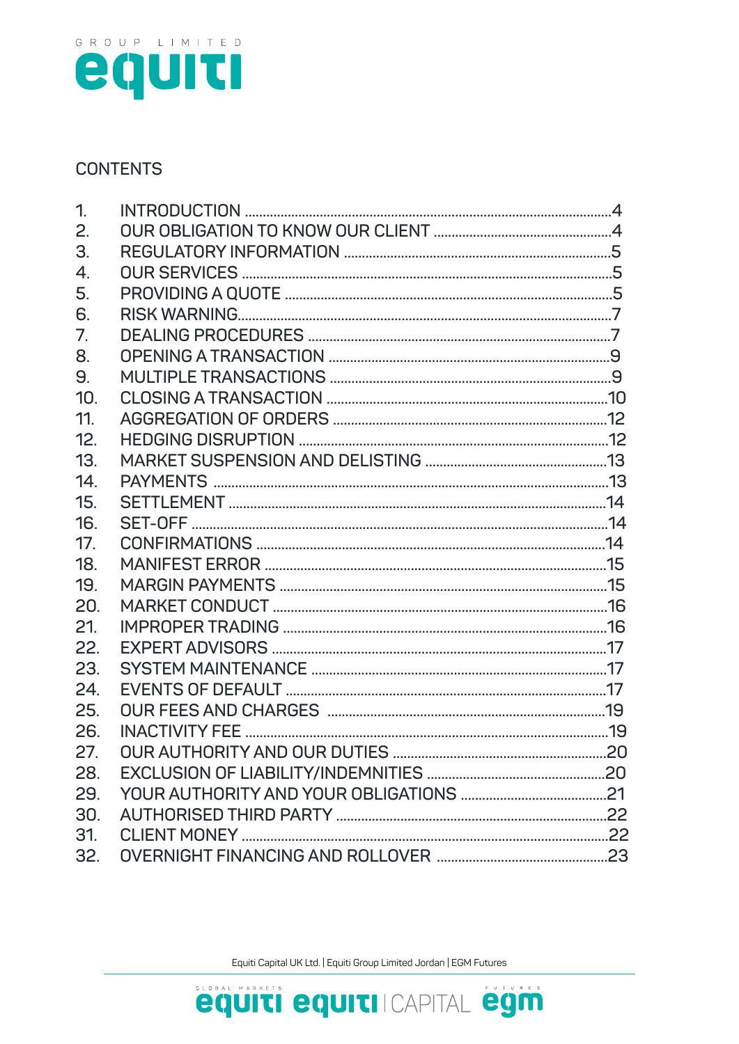## CONTENTS

1. INTRODUCTION ....4
2. OUR OBLIGATION TO KNOW OUR CLIENT ....4
3. REGULATORY INFORMATION ....5
4. OUR SERVICES ....5
5. PROVIDING A QUOTE ....5
6. RISK WARNING....7
7. DEALING PROCEDURES ....7
8. OPENING A TRANSACTION ....9
9. MULTIPLE TRANSACTIONS ....9
10. CLOSING A TRANSACTION ....10
11. AGGREGATION OF ORDERS ....12
12. HEDGING DISRUPTION ....12
13. MARKET SUSPENSION AND DELISTING ....13
14. PAYMENTS ....13
15. SETTLEMENT ....14
16. SET-OFF ....14
17. CONFIRMATIONS ....14
18. MANIFEST ERROR ....15
19. MARGIN PAYMENTS ....15
20. MARKET CONDUCT ....16
21. IMPROPER TRADING ....16
22. EXPERT ADVISORS ....17
23. SYSTEM MAINTENANCE ....17
24. EVENTS OF DEFAULT ....17
25. OUR FEES AND CHARGES ....19
26. INACTIVITY FEE ....19
27. OUR AUTHORITY AND OUR DUTIES ....20
28. EXCLUSION OF LIABILITY/INDEMNITIES ....20
29. YOUR AUTHORITY AND YOUR OBLIGATIONS ....21
30. AUTHORISED THIRD PARTY ....22
31. CLIENT MONEY ....22
32. OVERNIGHT FINANCING AND ROLLOVER ....23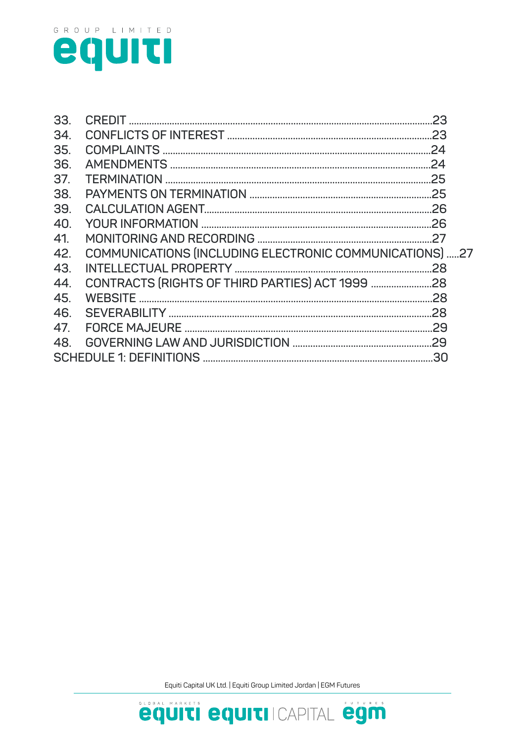| | | |
|---|---|---|
| 33. | CREDIT | 23 |
| 34. | CONFLICTS OF INTEREST | 23 |
| 35. | COMPLAINTS | 24 |
| 36. | AMENDMENTS | 24 |
| 37. | TERMINATION | 25 |
| 38. | PAYMENTS ON TERMINATION | 25 |
| 39. | CALCULATION AGENT | 26 |
| 40. | YOUR INFORMATION | 26 |
| 41. | MONITORING AND RECORDING | 27 |
| 42. | COMMUNICATIONS (INCLUDING ELECTRONIC COMMUNICATIONS) | 27 |
| 43. | INTELLECTUAL PROPERTY | 28 |
| 44. | CONTRACTS (RIGHTS OF THIRD PARTIES) ACT 1999 | 28 |
| 45. | WEBSITE | 28 |
| 46. | SEVERABILITY | 28 |
| 47. | FORCE MAJEURE | 29 |
| 48. | GOVERNING LAW AND JURISDICTION | 29 |
| | SCHEDULE 1: DEFINITIONS | 30 |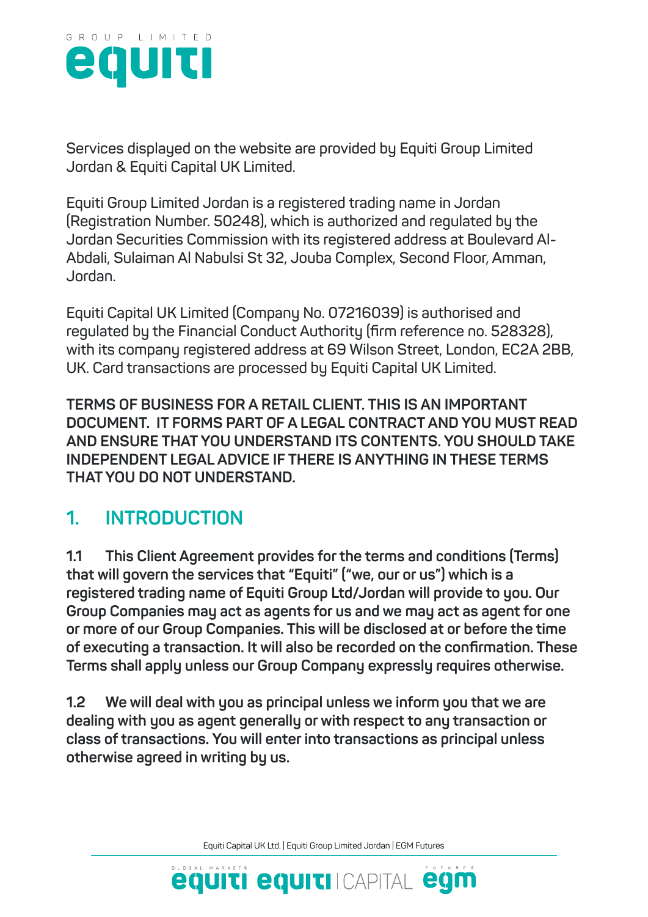Services displayed on the website are provided by Equiti Group Limited Jordan & Equiti Capital UK Limited.

Equiti Group Limited Jordan is a registered trading name in Jordan (Registration Number. 50248), which is authorized and regulated by the Jordan Securities Commission with its registered address at Boulevard Al-Abdali, Sulaiman Al Nabulsi St 32, Jouba Complex, Second Floor, Amman, Jordan.

Equiti Capital UK Limited (Company No. 07216039) is authorised and regulated by the Financial Conduct Authority (firm reference no. 528328), with its company registered address at 69 Wilson Street, London, EC2A 2BB, UK. Card transactions are processed by Equiti Capital UK Limited.

**TERMS OF BUSINESS FOR A RETAIL CLIENT. THIS IS AN IMPORTANT DOCUMENT. IT FORMS PART OF A LEGAL CONTRACT AND YOU MUST READ AND ENSURE THAT YOU UNDERSTAND ITS CONTENTS. YOU SHOULD TAKE INDEPENDENT LEGAL ADVICE IF THERE IS ANYTHING IN THESE TERMS THAT YOU DO NOT UNDERSTAND.**

## 1. INTRODUCTION

**1.1 This Client Agreement provides for the terms and conditions (Terms) that will govern the services that "Equiti" ("we, our or us") which is a registered trading name of Equiti Group Ltd/Jordan will provide to you. Our Group Companies may act as agents for us and we may act as agent for one or more of our Group Companies. This will be disclosed at or before the time of executing a transaction. It will also be recorded on the confirmation. These Terms shall apply unless our Group Company expressly requires otherwise.**

**1.2 We will deal with you as principal unless we inform you that we are dealing with you as agent generally or with respect to any transaction or class of transactions. You will enter into transactions as principal unless otherwise agreed in writing by us.**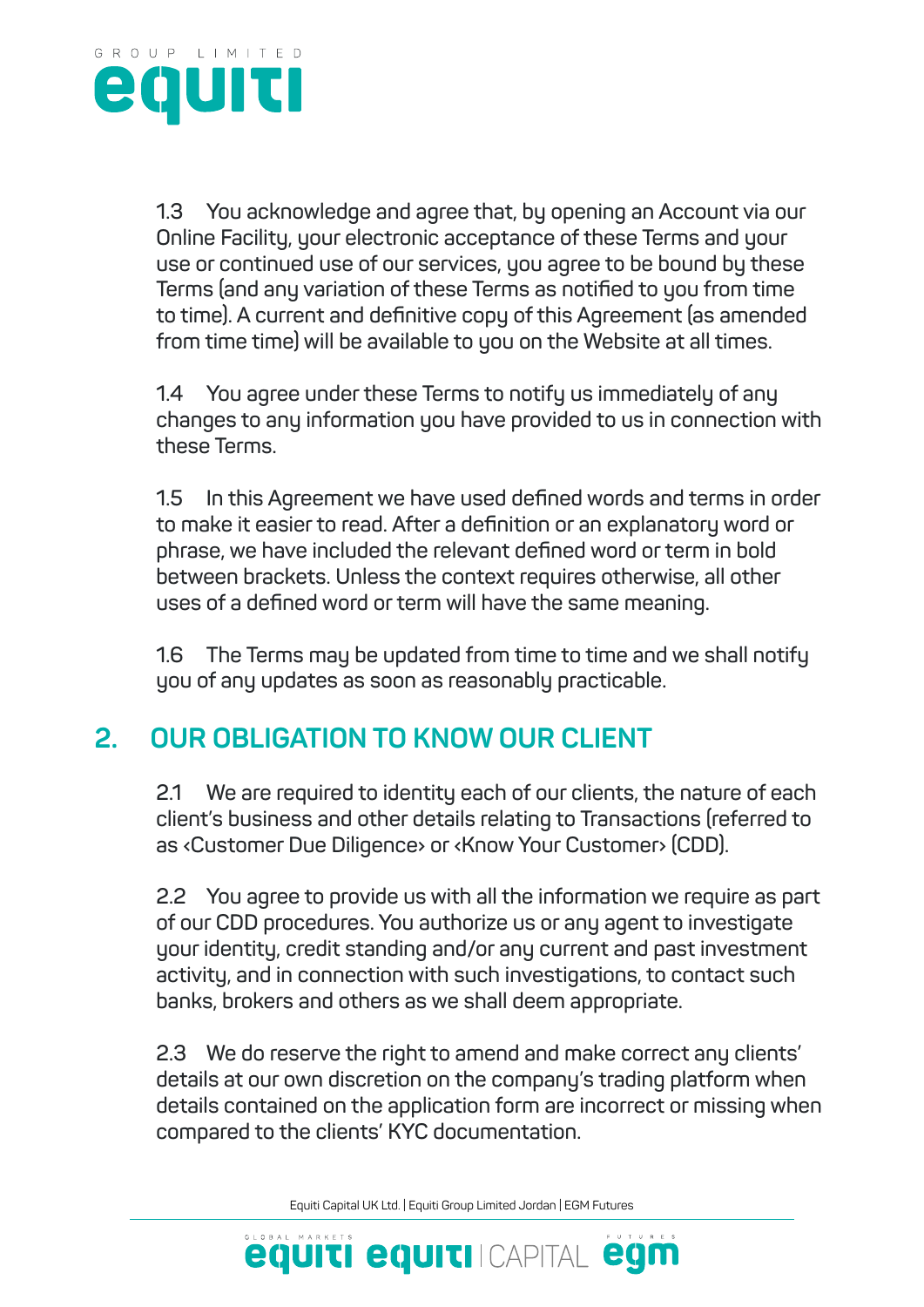1.3 You acknowledge and agree that, by opening an Account via our Online Facility, your electronic acceptance of these Terms and your use or continued use of our services, you agree to be bound by these Terms (and any variation of these Terms as notified to you from time to time). A current and definitive copy of this Agreement (as amended from time time) will be available to you on the Website at all times.

1.4 You agree under these Terms to notify us immediately of any changes to any information you have provided to us in connection with these Terms.

1.5 In this Agreement we have used defined words and terms in order to make it easier to read. After a definition or an explanatory word or phrase, we have included the relevant defined word or term in bold between brackets. Unless the context requires otherwise, all other uses of a defined word or term will have the same meaning.

1.6 The Terms may be updated from time to time and we shall notify you of any updates as soon as reasonably practicable.

## 2. OUR OBLIGATION TO KNOW OUR CLIENT

2.1 We are required to identity each of our clients, the nature of each client's business and other details relating to Transactions (referred to as ‹Customer Due Diligence› or ‹Know Your Customer› (CDD).

2.2 You agree to provide us with all the information we require as part of our CDD procedures. You authorize us or any agent to investigate your identity, credit standing and/or any current and past investment activity, and in connection with such investigations, to contact such banks, brokers and others as we shall deem appropriate.

2.3 We do reserve the right to amend and make correct any clients' details at our own discretion on the company's trading platform when details contained on the application form are incorrect or missing when compared to the clients' KYC documentation.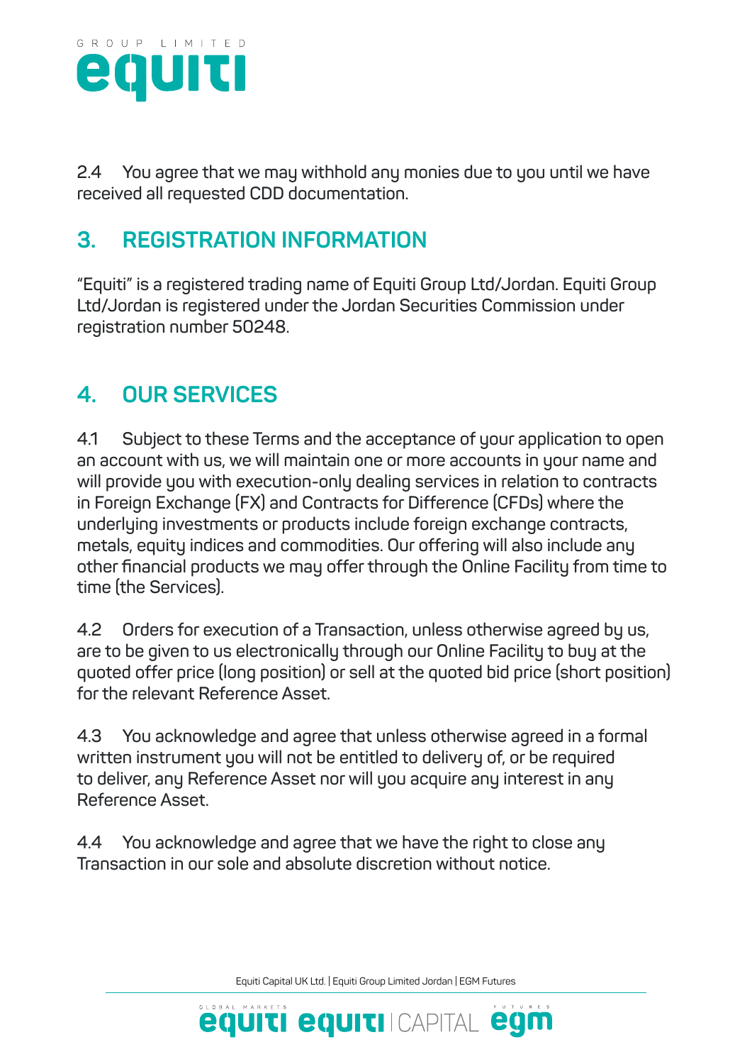2.4 You agree that we may withhold any monies due to you until we have received all requested CDD documentation.

## 3. REGISTRATION INFORMATION

"Equiti" is a registered trading name of Equiti Group Ltd/Jordan. Equiti Group Ltd/Jordan is registered under the Jordan Securities Commission under registration number 50248.

## 4. OUR SERVICES

4.1 Subject to these Terms and the acceptance of your application to open an account with us, we will maintain one or more accounts in your name and will provide you with execution-only dealing services in relation to contracts in Foreign Exchange (FX) and Contracts for Difference (CFDs) where the underlying investments or products include foreign exchange contracts, metals, equity indices and commodities. Our offering will also include any other financial products we may offer through the Online Facility from time to time (the Services).

4.2 Orders for execution of a Transaction, unless otherwise agreed by us, are to be given to us electronically through our Online Facility to buy at the quoted offer price (long position) or sell at the quoted bid price (short position) for the relevant Reference Asset.

4.3 You acknowledge and agree that unless otherwise agreed in a formal written instrument you will not be entitled to delivery of, or be required to deliver, any Reference Asset nor will you acquire any interest in any Reference Asset.

4.4 You acknowledge and agree that we have the right to close any Transaction in our sole and absolute discretion without notice.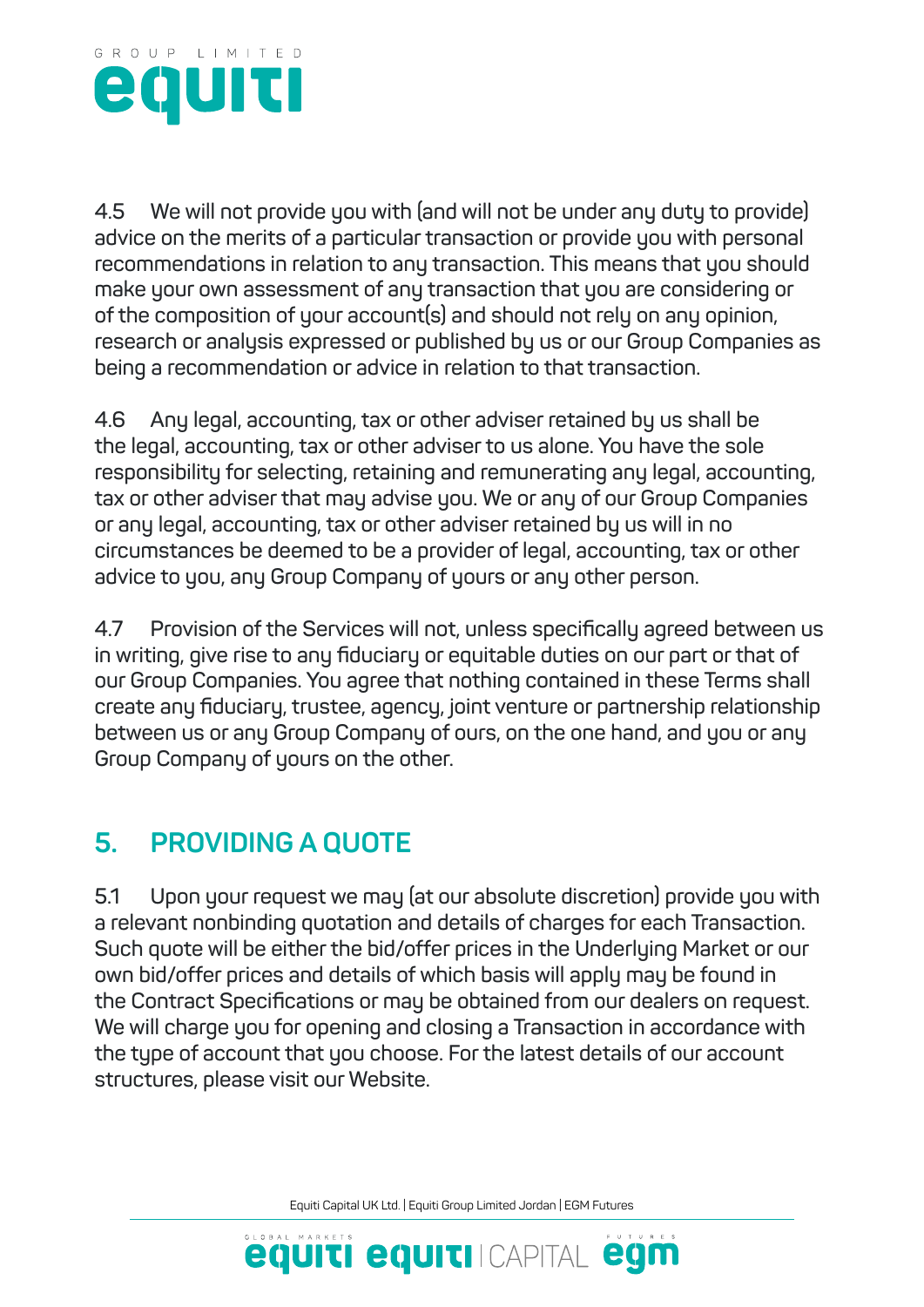4.5 We will not provide you with (and will not be under any duty to provide) advice on the merits of a particular transaction or provide you with personal recommendations in relation to any transaction. This means that you should make your own assessment of any transaction that you are considering or of the composition of your account(s) and should not rely on any opinion, research or analysis expressed or published by us or our Group Companies as being a recommendation or advice in relation to that transaction.

4.6 Any legal, accounting, tax or other adviser retained by us shall be the legal, accounting, tax or other adviser to us alone. You have the sole responsibility for selecting, retaining and remunerating any legal, accounting, tax or other adviser that may advise you. We or any of our Group Companies or any legal, accounting, tax or other adviser retained by us will in no circumstances be deemed to be a provider of legal, accounting, tax or other advice to you, any Group Company of yours or any other person.

4.7 Provision of the Services will not, unless specifically agreed between us in writing, give rise to any fiduciary or equitable duties on our part or that of our Group Companies. You agree that nothing contained in these Terms shall create any fiduciary, trustee, agency, joint venture or partnership relationship between us or any Group Company of ours, on the one hand, and you or any Group Company of yours on the other.

## 5. PROVIDING A QUOTE

5.1 Upon your request we may (at our absolute discretion) provide you with a relevant nonbinding quotation and details of charges for each Transaction. Such quote will be either the bid/offer prices in the Underlying Market or our own bid/offer prices and details of which basis will apply may be found in the Contract Specifications or may be obtained from our dealers on request. We will charge you for opening and closing a Transaction in accordance with the type of account that you choose. For the latest details of our account structures, please visit our Website.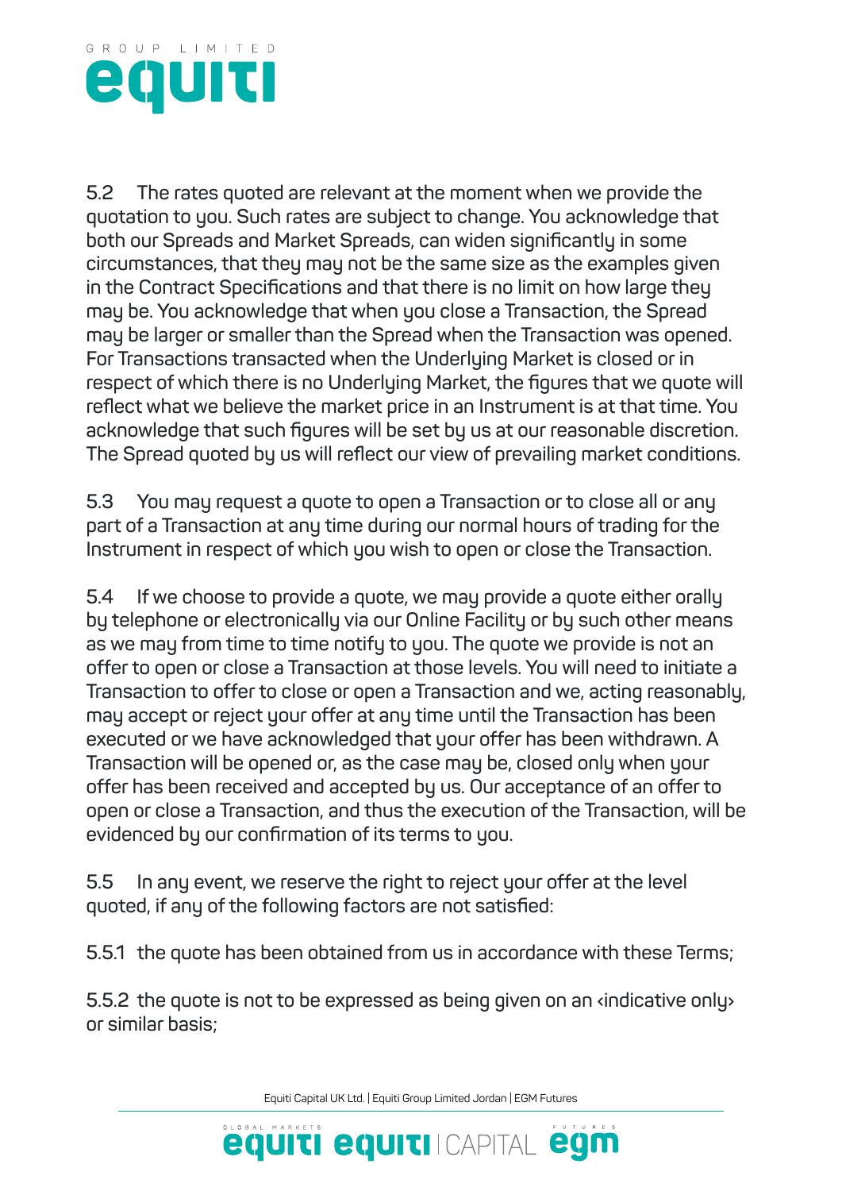5.2 The rates quoted are relevant at the moment when we provide the quotation to you. Such rates are subject to change. You acknowledge that both our Spreads and Market Spreads, can widen significantly in some circumstances, that they may not be the same size as the examples given in the Contract Specifications and that there is no limit on how large they may be. You acknowledge that when you close a Transaction, the Spread may be larger or smaller than the Spread when the Transaction was opened. For Transactions transacted when the Underlying Market is closed or in respect of which there is no Underlying Market, the figures that we quote will reflect what we believe the market price in an Instrument is at that time. You acknowledge that such figures will be set by us at our reasonable discretion. The Spread quoted by us will reflect our view of prevailing market conditions.

5.3 You may request a quote to open a Transaction or to close all or any part of a Transaction at any time during our normal hours of trading for the Instrument in respect of which you wish to open or close the Transaction.

5.4 If we choose to provide a quote, we may provide a quote either orally by telephone or electronically via our Online Facility or by such other means as we may from time to time notify to you. The quote we provide is not an offer to open or close a Transaction at those levels. You will need to initiate a Transaction to offer to close or open a Transaction and we, acting reasonably, may accept or reject your offer at any time until the Transaction has been executed or we have acknowledged that your offer has been withdrawn. A Transaction will be opened or, as the case may be, closed only when your offer has been received and accepted by us. Our acceptance of an offer to open or close a Transaction, and thus the execution of the Transaction, will be evidenced by our confirmation of its terms to you.

5.5 In any event, we reserve the right to reject your offer at the level quoted, if any of the following factors are not satisfied:

5.5.1 the quote has been obtained from us in accordance with these Terms;

5.5.2 the quote is not to be expressed as being given on an ‹indicative only› or similar basis;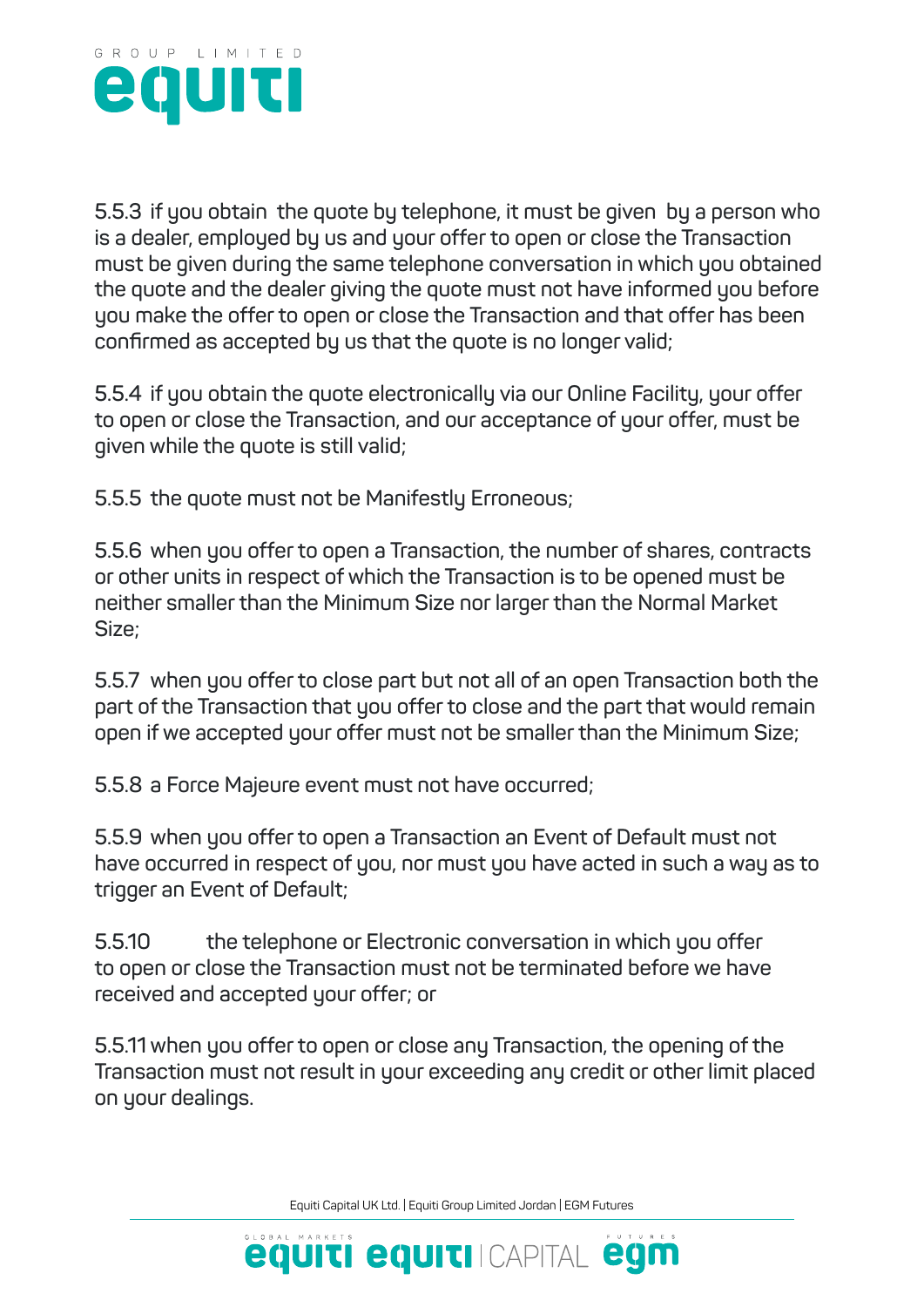5.5.3 if you obtain the quote by telephone, it must be given by a person who is a dealer, employed by us and your offer to open or close the Transaction must be given during the same telephone conversation in which you obtained the quote and the dealer giving the quote must not have informed you before you make the offer to open or close the Transaction and that offer has been confirmed as accepted by us that the quote is no longer valid;

5.5.4 if you obtain the quote electronically via our Online Facility, your offer to open or close the Transaction, and our acceptance of your offer, must be given while the quote is still valid;

5.5.5 the quote must not be Manifestly Erroneous;

5.5.6 when you offer to open a Transaction, the number of shares, contracts or other units in respect of which the Transaction is to be opened must be neither smaller than the Minimum Size nor larger than the Normal Market Size;

5.5.7 when you offer to close part but not all of an open Transaction both the part of the Transaction that you offer to close and the part that would remain open if we accepted your offer must not be smaller than the Minimum Size;

5.5.8 a Force Majeure event must not have occurred;

5.5.9 when you offer to open a Transaction an Event of Default must not have occurred in respect of you, nor must you have acted in such a way as to trigger an Event of Default;

5.5.10 the telephone or Electronic conversation in which you offer to open or close the Transaction must not be terminated before we have received and accepted your offer; or

5.5.11 when you offer to open or close any Transaction, the opening of the Transaction must not result in your exceeding any credit or other limit placed on your dealings.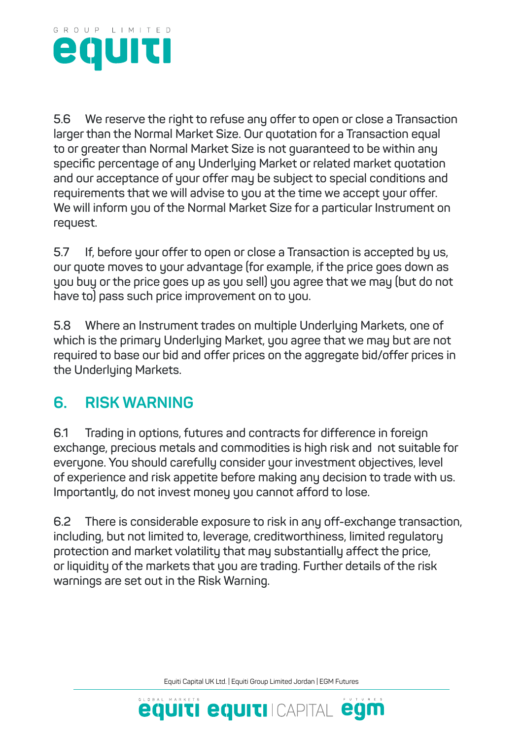5.6 We reserve the right to refuse any offer to open or close a Transaction larger than the Normal Market Size. Our quotation for a Transaction equal to or greater than Normal Market Size is not guaranteed to be within any specific percentage of any Underlying Market or related market quotation and our acceptance of your offer may be subject to special conditions and requirements that we will advise to you at the time we accept your offer. We will inform you of the Normal Market Size for a particular Instrument on request.

5.7 If, before your offer to open or close a Transaction is accepted by us, our quote moves to your advantage (for example, if the price goes down as you buy or the price goes up as you sell) you agree that we may (but do not have to) pass such price improvement on to you.

5.8 Where an Instrument trades on multiple Underlying Markets, one of which is the primary Underlying Market, you agree that we may but are not required to base our bid and offer prices on the aggregate bid/offer prices in the Underlying Markets.

## 6. RISK WARNING

6.1 Trading in options, futures and contracts for difference in foreign exchange, precious metals and commodities is high risk and not suitable for everyone. You should carefully consider your investment objectives, level of experience and risk appetite before making any decision to trade with us. Importantly, do not invest money you cannot afford to lose.

6.2 There is considerable exposure to risk in any off-exchange transaction, including, but not limited to, leverage, creditworthiness, limited regulatory protection and market volatility that may substantially affect the price, or liquidity of the markets that you are trading. Further details of the risk warnings are set out in the Risk Warning.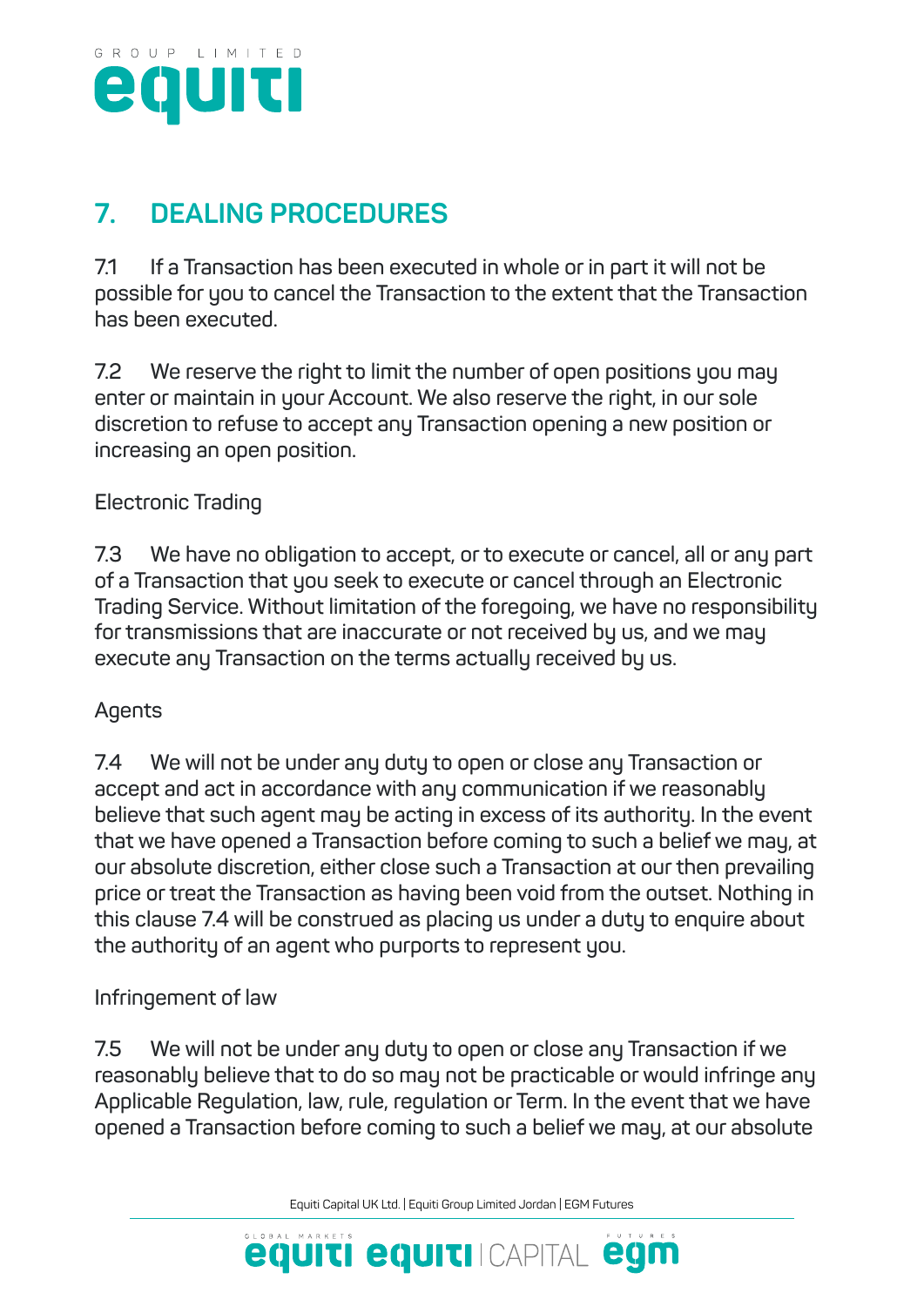## 7. DEALING PROCEDURES

7.1 If a Transaction has been executed in whole or in part it will not be possible for you to cancel the Transaction to the extent that the Transaction has been executed.

7.2 We reserve the right to limit the number of open positions you may enter or maintain in your Account. We also reserve the right, in our sole discretion to refuse to accept any Transaction opening a new position or increasing an open position.

Electronic Trading

7.3 We have no obligation to accept, or to execute or cancel, all or any part of a Transaction that you seek to execute or cancel through an Electronic Trading Service. Without limitation of the foregoing, we have no responsibility for transmissions that are inaccurate or not received by us, and we may execute any Transaction on the terms actually received by us.

Agents

7.4 We will not be under any duty to open or close any Transaction or accept and act in accordance with any communication if we reasonably believe that such agent may be acting in excess of its authority. In the event that we have opened a Transaction before coming to such a belief we may, at our absolute discretion, either close such a Transaction at our then prevailing price or treat the Transaction as having been void from the outset. Nothing in this clause 7.4 will be construed as placing us under a duty to enquire about the authority of an agent who purports to represent you.

Infringement of law

7.5 We will not be under any duty to open or close any Transaction if we reasonably believe that to do so may not be practicable or would infringe any Applicable Regulation, law, rule, regulation or Term. In the event that we have opened a Transaction before coming to such a belief we may, at our absolute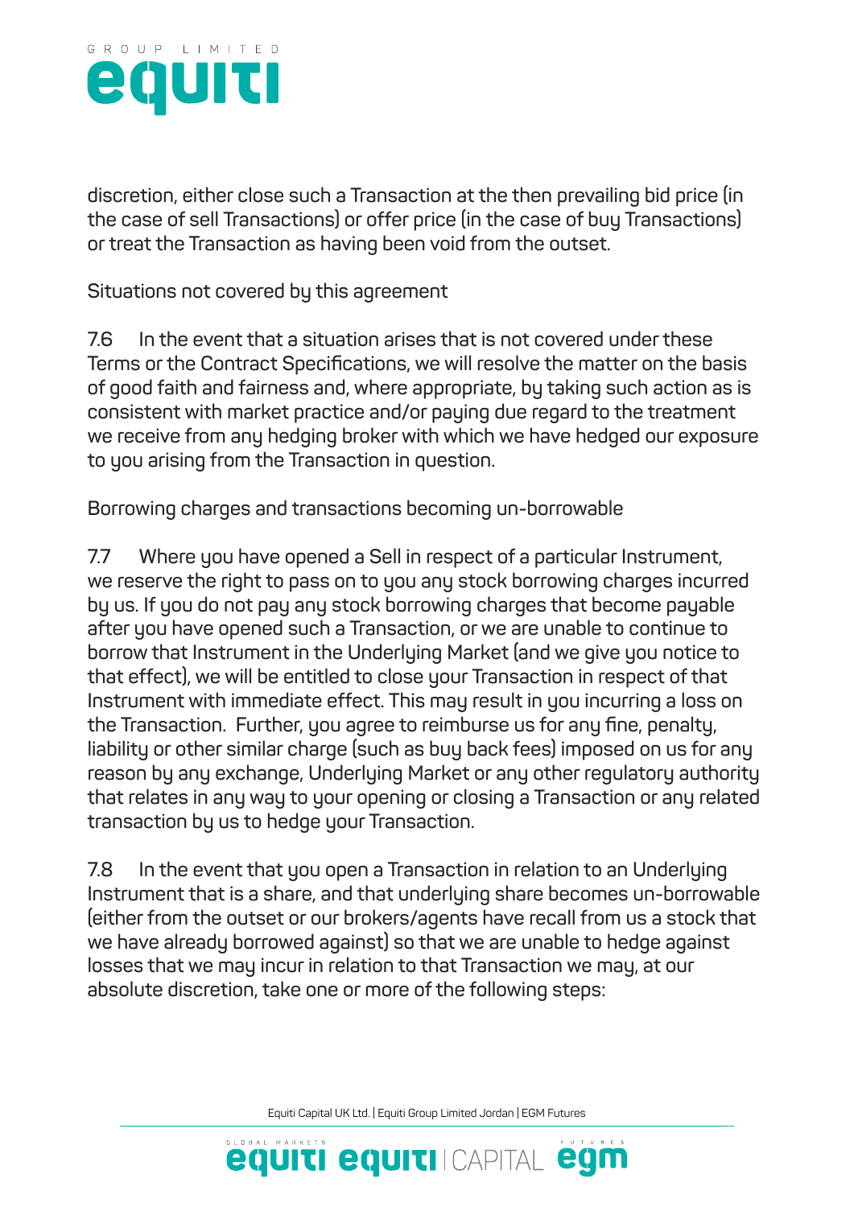discretion, either close such a Transaction at the then prevailing bid price (in the case of sell Transactions) or offer price (in the case of buy Transactions) or treat the Transaction as having been void from the outset.

Situations not covered by this agreement

7.6 In the event that a situation arises that is not covered under these Terms or the Contract Specifications, we will resolve the matter on the basis of good faith and fairness and, where appropriate, by taking such action as is consistent with market practice and/or paying due regard to the treatment we receive from any hedging broker with which we have hedged our exposure to you arising from the Transaction in question.

Borrowing charges and transactions becoming un-borrowable

7.7 Where you have opened a Sell in respect of a particular Instrument, we reserve the right to pass on to you any stock borrowing charges incurred by us. If you do not pay any stock borrowing charges that become payable after you have opened such a Transaction, or we are unable to continue to borrow that Instrument in the Underlying Market (and we give you notice to that effect), we will be entitled to close your Transaction in respect of that Instrument with immediate effect. This may result in you incurring a loss on the Transaction. Further, you agree to reimburse us for any fine, penalty, liability or other similar charge (such as buy back fees) imposed on us for any reason by any exchange, Underlying Market or any other regulatory authority that relates in any way to your opening or closing a Transaction or any related transaction by us to hedge your Transaction.

7.8 In the event that you open a Transaction in relation to an Underlying Instrument that is a share, and that underlying share becomes un-borrowable (either from the outset or our brokers/agents have recall from us a stock that we have already borrowed against) so that we are unable to hedge against losses that we may incur in relation to that Transaction we may, at our absolute discretion, take one or more of the following steps: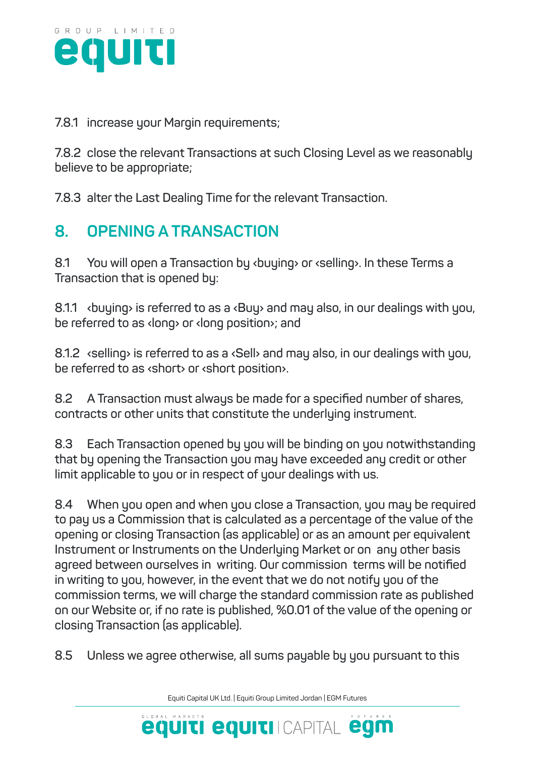7.8.1 increase your Margin requirements;

7.8.2 close the relevant Transactions at such Closing Level as we reasonably believe to be appropriate;

7.8.3 alter the Last Dealing Time for the relevant Transaction.

## 8. OPENING A TRANSACTION

8.1 You will open a Transaction by ‹buying› or ‹selling›. In these Terms a Transaction that is opened by:

8.1.1 ‹buying› is referred to as a ‹Buy› and may also, in our dealings with you, be referred to as ‹long› or ‹long position›; and

8.1.2 ‹selling› is referred to as a ‹Sell› and may also, in our dealings with you, be referred to as ‹short› or ‹short position›.

8.2 A Transaction must always be made for a specified number of shares, contracts or other units that constitute the underlying instrument.

8.3 Each Transaction opened by you will be binding on you notwithstanding that by opening the Transaction you may have exceeded any credit or other limit applicable to you or in respect of your dealings with us.

8.4 When you open and when you close a Transaction, you may be required to pay us a Commission that is calculated as a percentage of the value of the opening or closing Transaction (as applicable) or as an amount per equivalent Instrument or Instruments on the Underlying Market or on any other basis agreed between ourselves in writing. Our commission terms will be notified in writing to you, however, in the event that we do not notify you of the commission terms, we will charge the standard commission rate as published on our Website or, if no rate is published, %0.01 of the value of the opening or closing Transaction (as applicable).

8.5 Unless we agree otherwise, all sums payable by you pursuant to this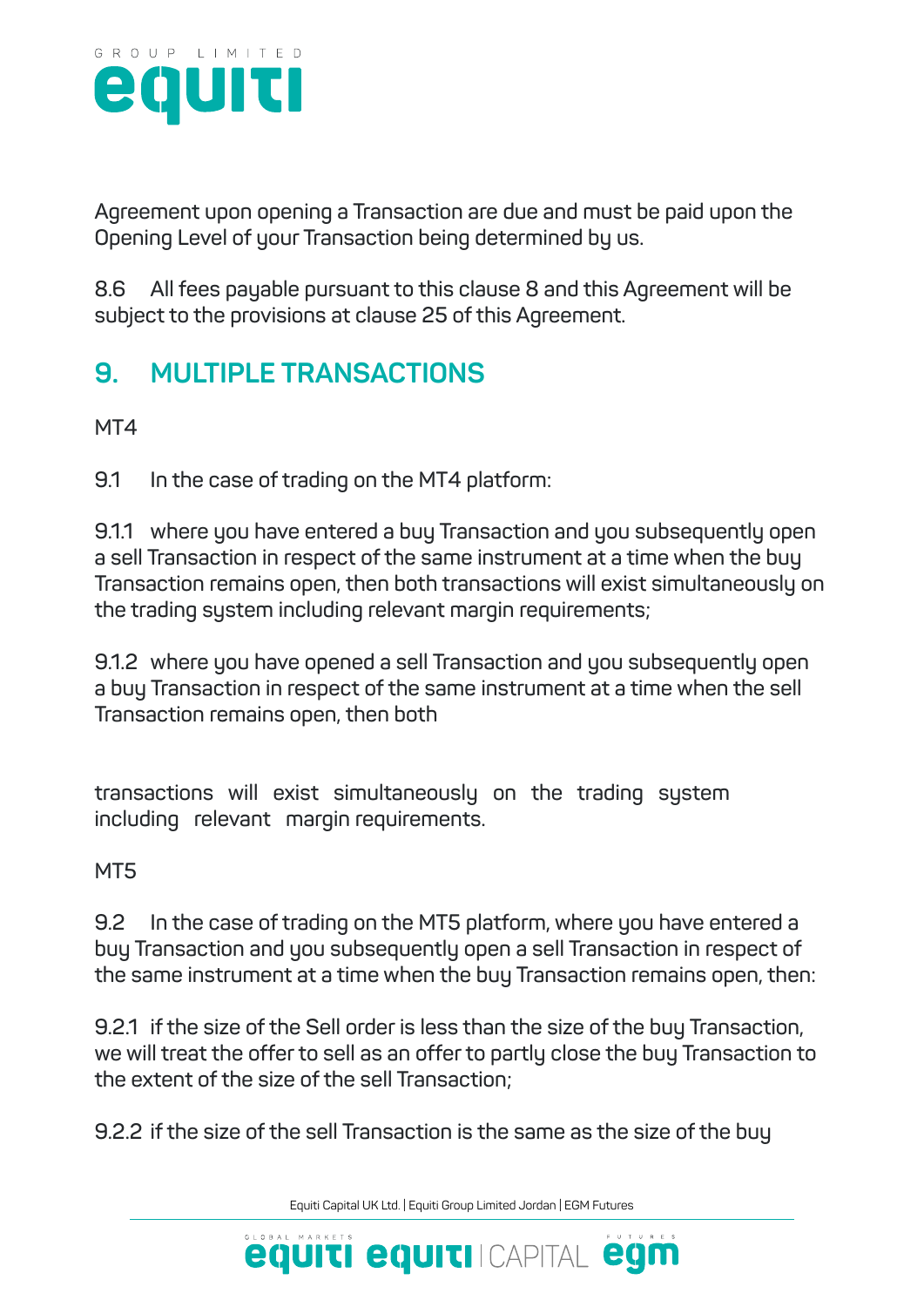Agreement upon opening a Transaction are due and must be paid upon the Opening Level of your Transaction being determined by us.

8.6 All fees payable pursuant to this clause 8 and this Agreement will be subject to the provisions at clause 25 of this Agreement.

## 9. MULTIPLE TRANSACTIONS

MT4

9.1 In the case of trading on the MT4 platform:

9.1.1 where you have entered a buy Transaction and you subsequently open a sell Transaction in respect of the same instrument at a time when the buy Transaction remains open, then both transactions will exist simultaneously on the trading system including relevant margin requirements;

9.1.2 where you have opened a sell Transaction and you subsequently open a buy Transaction in respect of the same instrument at a time when the sell Transaction remains open, then both transactions will exist simultaneously on the trading system including relevant margin requirements.

MT5

9.2 In the case of trading on the MT5 platform, where you have entered a buy Transaction and you subsequently open a sell Transaction in respect of the same instrument at a time when the buy Transaction remains open, then:

9.2.1 if the size of the Sell order is less than the size of the buy Transaction, we will treat the offer to sell as an offer to partly close the buy Transaction to the extent of the size of the sell Transaction;

9.2.2 if the size of the sell Transaction is the same as the size of the buy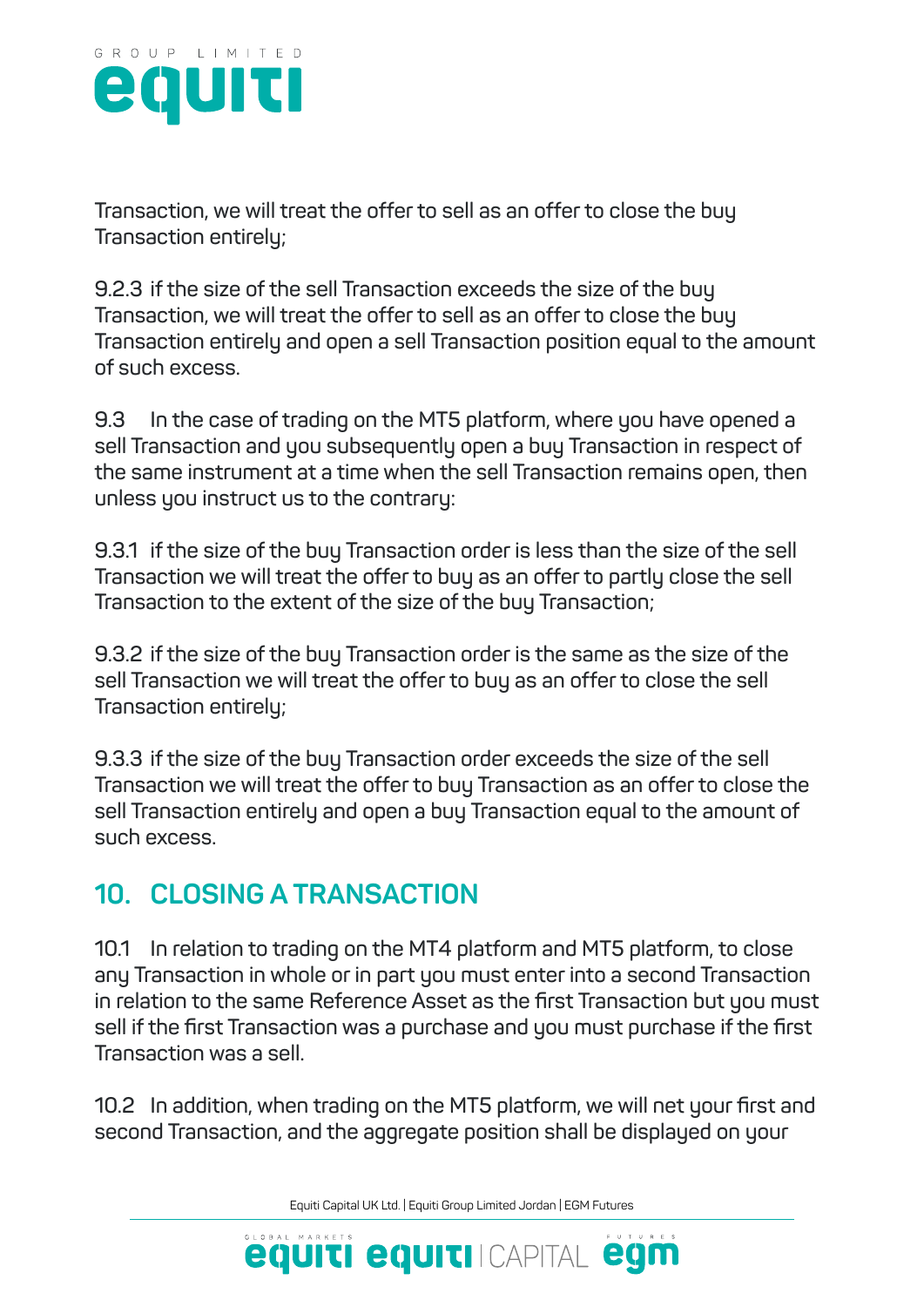Transaction, we will treat the offer to sell as an offer to close the buy Transaction entirely;

9.2.3 if the size of the sell Transaction exceeds the size of the buy Transaction, we will treat the offer to sell as an offer to close the buy Transaction entirely and open a sell Transaction position equal to the amount of such excess.

9.3 In the case of trading on the MT5 platform, where you have opened a sell Transaction and you subsequently open a buy Transaction in respect of the same instrument at a time when the sell Transaction remains open, then unless you instruct us to the contrary:

9.3.1 if the size of the buy Transaction order is less than the size of the sell Transaction we will treat the offer to buy as an offer to partly close the sell Transaction to the extent of the size of the buy Transaction;

9.3.2 if the size of the buy Transaction order is the same as the size of the sell Transaction we will treat the offer to buy as an offer to close the sell Transaction entirely;

9.3.3 if the size of the buy Transaction order exceeds the size of the sell Transaction we will treat the offer to buy Transaction as an offer to close the sell Transaction entirely and open a buy Transaction equal to the amount of such excess.

## 10. CLOSING A TRANSACTION

10.1 In relation to trading on the MT4 platform and MT5 platform, to close any Transaction in whole or in part you must enter into a second Transaction in relation to the same Reference Asset as the first Transaction but you must sell if the first Transaction was a purchase and you must purchase if the first Transaction was a sell.

10.2 In addition, when trading on the MT5 platform, we will net your first and second Transaction, and the aggregate position shall be displayed on your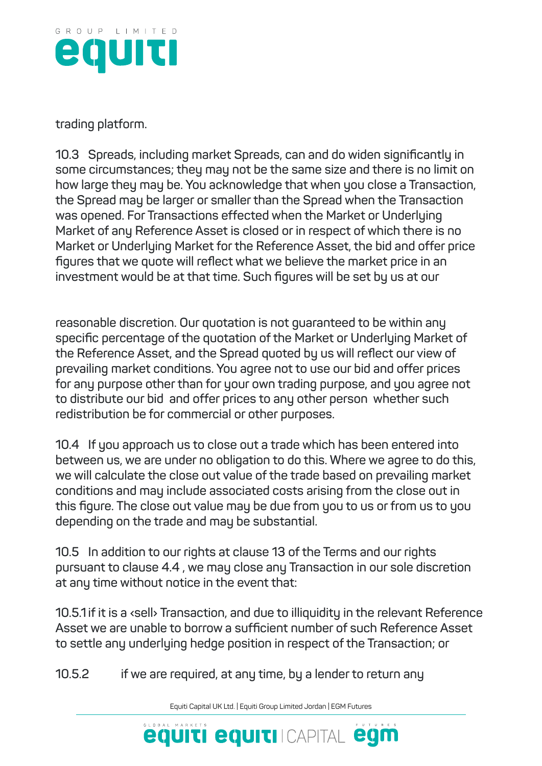trading platform.

10.3 Spreads, including market Spreads, can and do widen significantly in some circumstances; they may not be the same size and there is no limit on how large they may be. You acknowledge that when you close a Transaction, the Spread may be larger or smaller than the Spread when the Transaction was opened. For Transactions effected when the Market or Underlying Market of any Reference Asset is closed or in respect of which there is no Market or Underlying Market for the Reference Asset, the bid and offer price figures that we quote will reflect what we believe the market price in an investment would be at that time. Such figures will be set by us at our

reasonable discretion. Our quotation is not guaranteed to be within any specific percentage of the quotation of the Market or Underlying Market of the Reference Asset, and the Spread quoted by us will reflect our view of prevailing market conditions. You agree not to use our bid and offer prices for any purpose other than for your own trading purpose, and you agree not to distribute our bid and offer prices to any other person whether such redistribution be for commercial or other purposes.

10.4 If you approach us to close out a trade which has been entered into between us, we are under no obligation to do this. Where we agree to do this, we will calculate the close out value of the trade based on prevailing market conditions and may include associated costs arising from the close out in this figure. The close out value may be due from you to us or from us to you depending on the trade and may be substantial.

10.5 In addition to our rights at clause 13 of the Terms and our rights pursuant to clause 4.4 , we may close any Transaction in our sole discretion at any time without notice in the event that:

10.5.1 if it is a ‹sell› Transaction, and due to illiquidity in the relevant Reference Asset we are unable to borrow a sufficient number of such Reference Asset to settle any underlying hedge position in respect of the Transaction; or

10.5.2 if we are required, at any time, by a lender to return any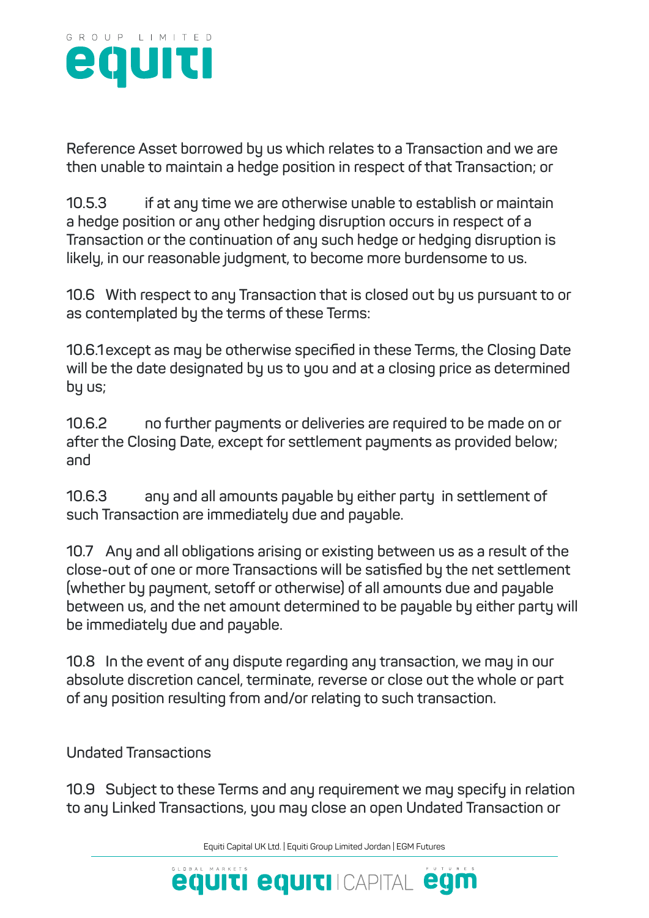Reference Asset borrowed by us which relates to a Transaction and we are then unable to maintain a hedge position in respect of that Transaction; or

10.5.3 if at any time we are otherwise unable to establish or maintain a hedge position or any other hedging disruption occurs in respect of a Transaction or the continuation of any such hedge or hedging disruption is likely, in our reasonable judgment, to become more burdensome to us.

10.6 With respect to any Transaction that is closed out by us pursuant to or as contemplated by the terms of these Terms:

10.6.1 except as may be otherwise specified in these Terms, the Closing Date will be the date designated by us to you and at a closing price as determined by us;

10.6.2 no further payments or deliveries are required to be made on or after the Closing Date, except for settlement payments as provided below; and

10.6.3 any and all amounts payable by either party in settlement of such Transaction are immediately due and payable.

10.7 Any and all obligations arising or existing between us as a result of the close-out of one or more Transactions will be satisfied by the net settlement (whether by payment, setoff or otherwise) of all amounts due and payable between us, and the net amount determined to be payable by either party will be immediately due and payable.

10.8 In the event of any dispute regarding any transaction, we may in our absolute discretion cancel, terminate, reverse or close out the whole or part of any position resulting from and/or relating to such transaction.

Undated Transactions

10.9 Subject to these Terms and any requirement we may specify in relation to any Linked Transactions, you may close an open Undated Transaction or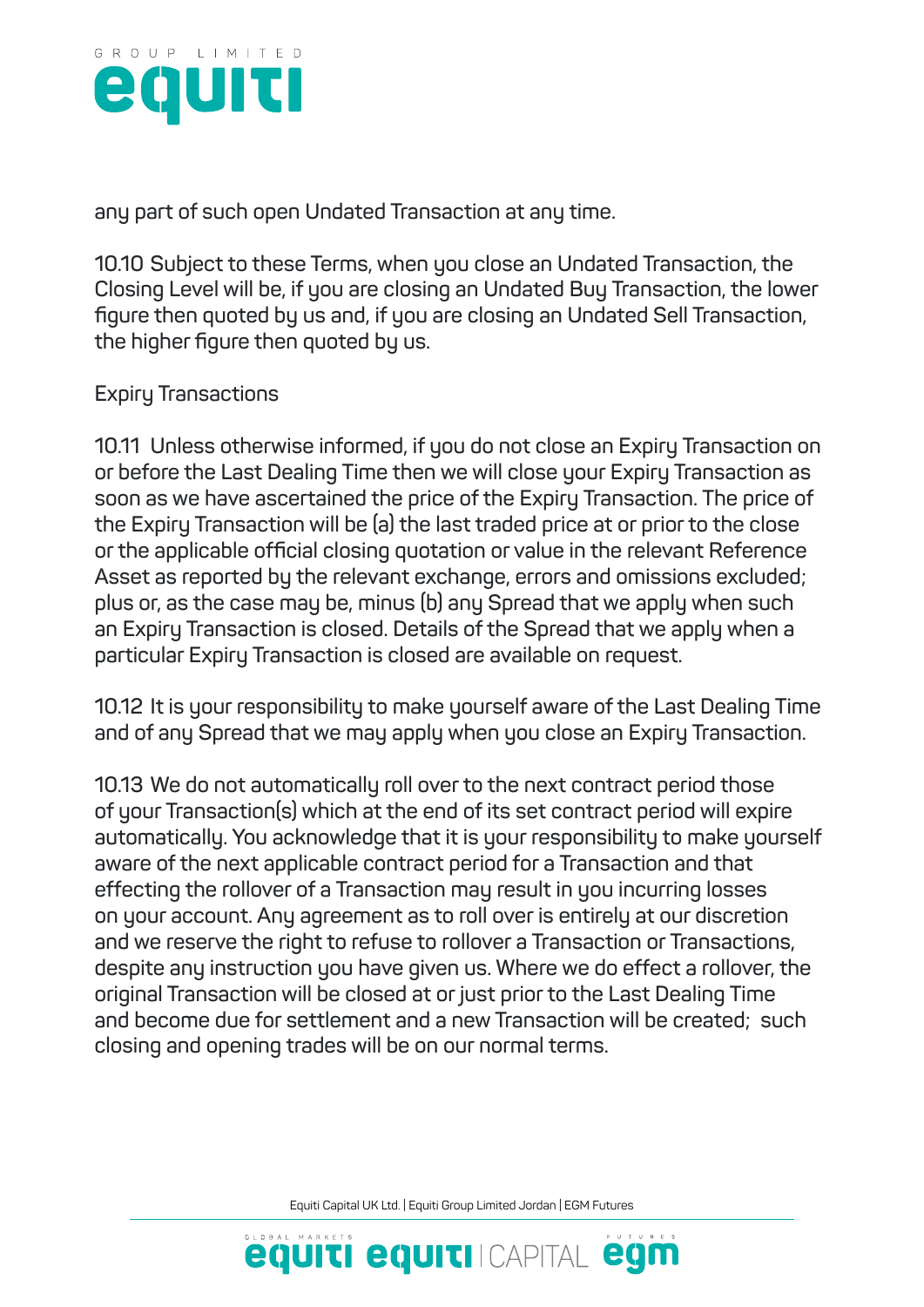any part of such open Undated Transaction at any time.

10.10 Subject to these Terms, when you close an Undated Transaction, the Closing Level will be, if you are closing an Undated Buy Transaction, the lower figure then quoted by us and, if you are closing an Undated Sell Transaction, the higher figure then quoted by us.

Expiry Transactions

10.11 Unless otherwise informed, if you do not close an Expiry Transaction on or before the Last Dealing Time then we will close your Expiry Transaction as soon as we have ascertained the price of the Expiry Transaction. The price of the Expiry Transaction will be (a) the last traded price at or prior to the close or the applicable official closing quotation or value in the relevant Reference Asset as reported by the relevant exchange, errors and omissions excluded; plus or, as the case may be, minus (b) any Spread that we apply when such an Expiry Transaction is closed. Details of the Spread that we apply when a particular Expiry Transaction is closed are available on request.

10.12 It is your responsibility to make yourself aware of the Last Dealing Time and of any Spread that we may apply when you close an Expiry Transaction.

10.13 We do not automatically roll over to the next contract period those of your Transaction(s) which at the end of its set contract period will expire automatically. You acknowledge that it is your responsibility to make yourself aware of the next applicable contract period for a Transaction and that effecting the rollover of a Transaction may result in you incurring losses on your account. Any agreement as to roll over is entirely at our discretion and we reserve the right to refuse to rollover a Transaction or Transactions, despite any instruction you have given us. Where we do effect a rollover, the original Transaction will be closed at or just prior to the Last Dealing Time and become due for settlement and a new Transaction will be created; such closing and opening trades will be on our normal terms.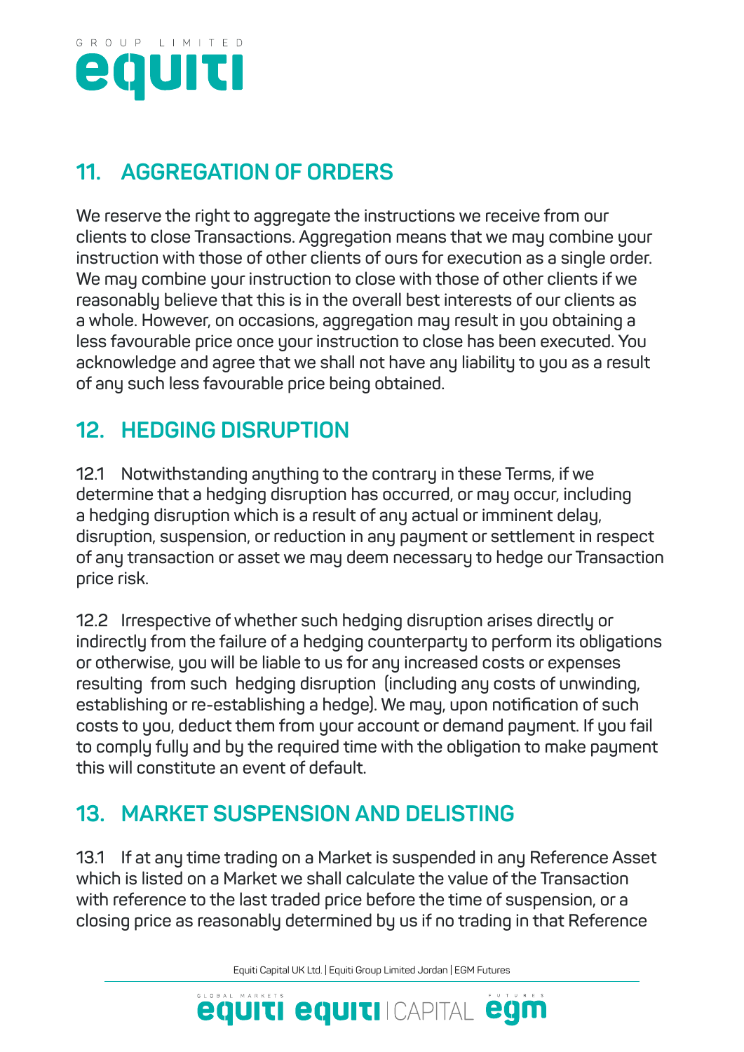## 11. AGGREGATION OF ORDERS

We reserve the right to aggregate the instructions we receive from our clients to close Transactions. Aggregation means that we may combine your instruction with those of other clients of ours for execution as a single order. We may combine your instruction to close with those of other clients if we reasonably believe that this is in the overall best interests of our clients as a whole. However, on occasions, aggregation may result in you obtaining a less favourable price once your instruction to close has been executed. You acknowledge and agree that we shall not have any liability to you as a result of any such less favourable price being obtained.

## 12. HEDGING DISRUPTION

12.1 Notwithstanding anything to the contrary in these Terms, if we determine that a hedging disruption has occurred, or may occur, including a hedging disruption which is a result of any actual or imminent delay, disruption, suspension, or reduction in any payment or settlement in respect of any transaction or asset we may deem necessary to hedge our Transaction price risk.

12.2 Irrespective of whether such hedging disruption arises directly or indirectly from the failure of a hedging counterparty to perform its obligations or otherwise, you will be liable to us for any increased costs or expenses resulting from such hedging disruption (including any costs of unwinding, establishing or re-establishing a hedge). We may, upon notification of such costs to you, deduct them from your account or demand payment. If you fail to comply fully and by the required time with the obligation to make payment this will constitute an event of default.

## 13. MARKET SUSPENSION AND DELISTING

13.1 If at any time trading on a Market is suspended in any Reference Asset which is listed on a Market we shall calculate the value of the Transaction with reference to the last traded price before the time of suspension, or a closing price as reasonably determined by us if no trading in that Reference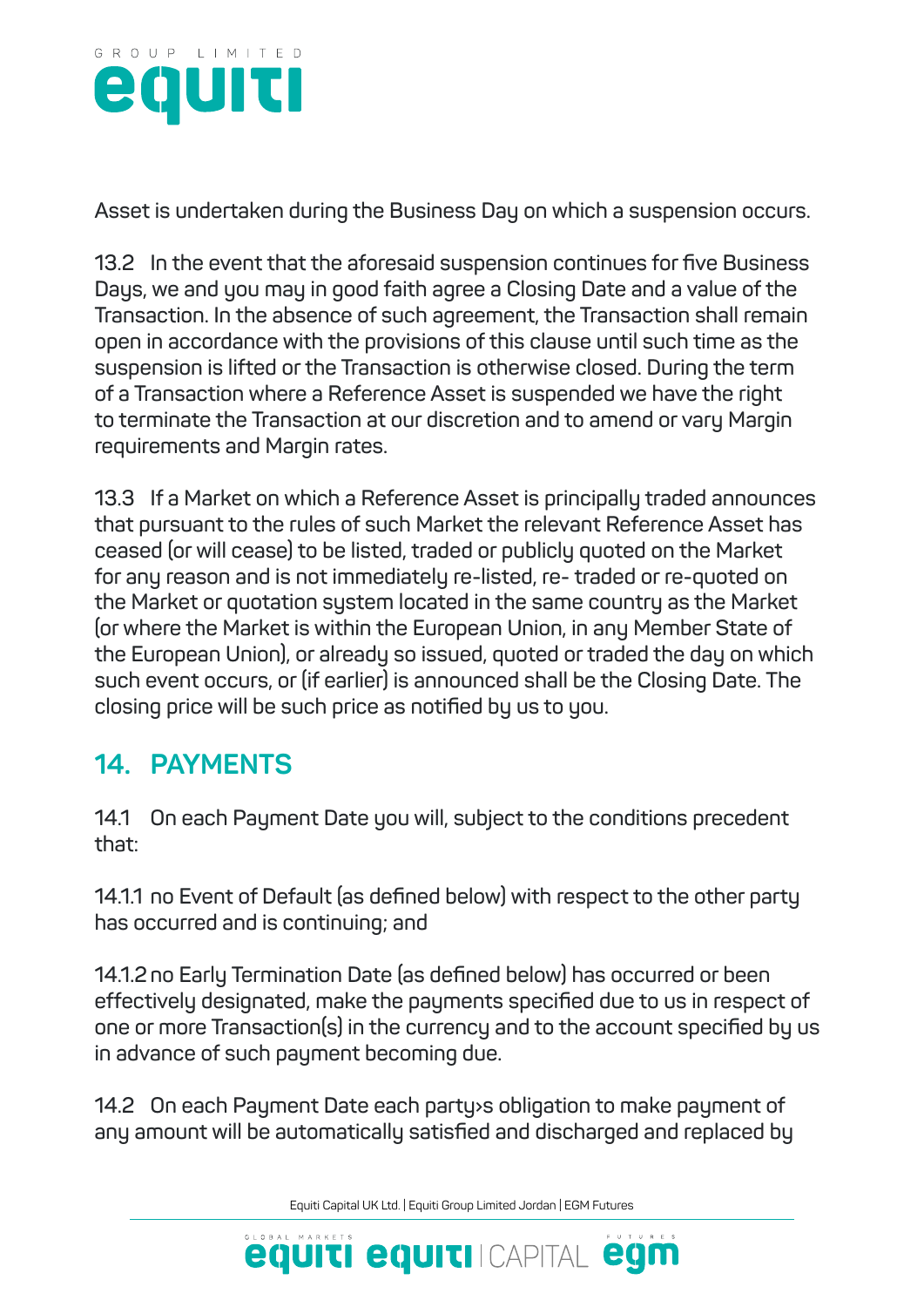Asset is undertaken during the Business Day on which a suspension occurs.

13.2 In the event that the aforesaid suspension continues for five Business Days, we and you may in good faith agree a Closing Date and a value of the Transaction. In the absence of such agreement, the Transaction shall remain open in accordance with the provisions of this clause until such time as the suspension is lifted or the Transaction is otherwise closed. During the term of a Transaction where a Reference Asset is suspended we have the right to terminate the Transaction at our discretion and to amend or vary Margin requirements and Margin rates.

13.3 If a Market on which a Reference Asset is principally traded announces that pursuant to the rules of such Market the relevant Reference Asset has ceased (or will cease) to be listed, traded or publicly quoted on the Market for any reason and is not immediately re-listed, re- traded or re-quoted on the Market or quotation system located in the same country as the Market (or where the Market is within the European Union, in any Member State of the European Union), or already so issued, quoted or traded the day on which such event occurs, or (if earlier) is announced shall be the Closing Date. The closing price will be such price as notified by us to you.

## 14. PAYMENTS

14.1 On each Payment Date you will, subject to the conditions precedent that:

14.1.1 no Event of Default (as defined below) with respect to the other party has occurred and is continuing; and

14.1.2 no Early Termination Date (as defined below) has occurred or been effectively designated, make the payments specified due to us in respect of one or more Transaction(s) in the currency and to the account specified by us in advance of such payment becoming due.

14.2 On each Payment Date each party›s obligation to make payment of any amount will be automatically satisfied and discharged and replaced by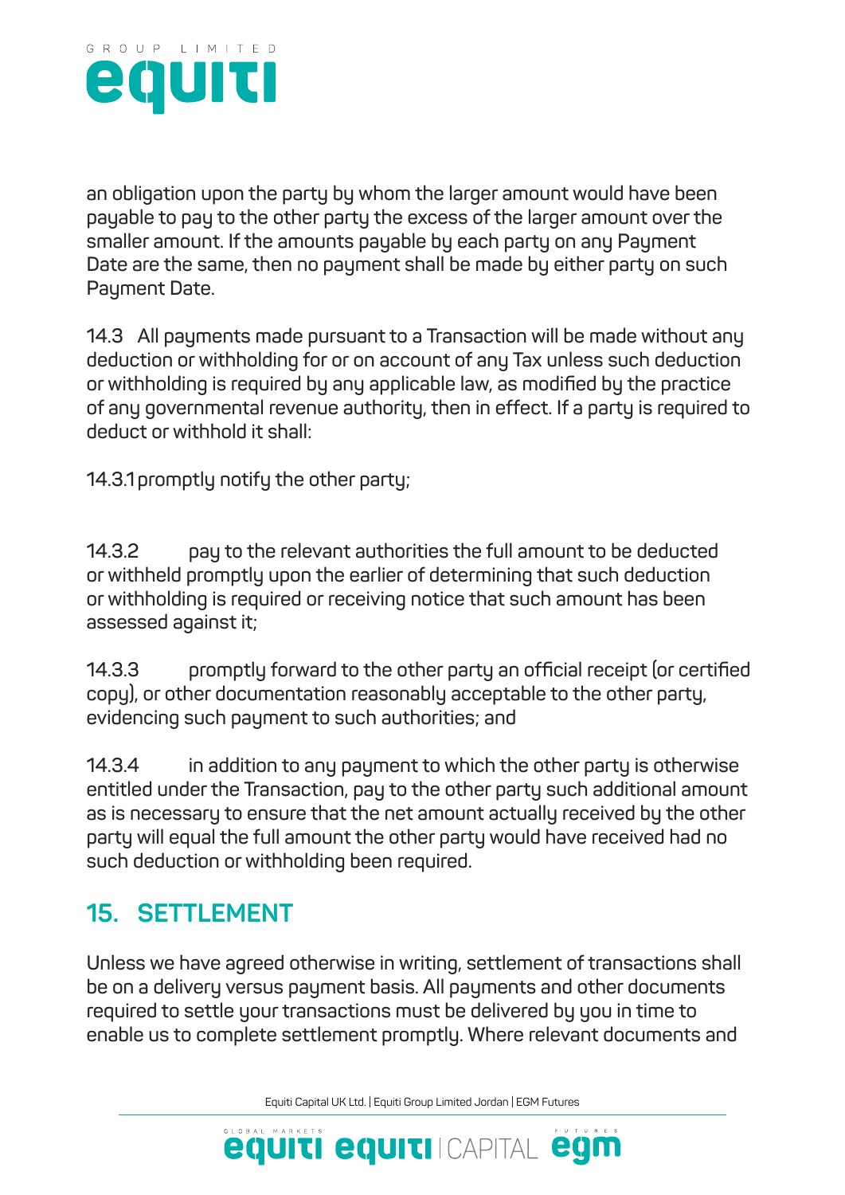an obligation upon the party by whom the larger amount would have been payable to pay to the other party the excess of the larger amount over the smaller amount. If the amounts payable by each party on any Payment Date are the same, then no payment shall be made by either party on such Payment Date.

14.3 All payments made pursuant to a Transaction will be made without any deduction or withholding for or on account of any Tax unless such deduction or withholding is required by any applicable law, as modified by the practice of any governmental revenue authority, then in effect. If a party is required to deduct or withhold it shall:

14.3.1 promptly notify the other party;

14.3.2 pay to the relevant authorities the full amount to be deducted or withheld promptly upon the earlier of determining that such deduction or withholding is required or receiving notice that such amount has been assessed against it;

14.3.3 promptly forward to the other party an official receipt (or certified copy), or other documentation reasonably acceptable to the other party, evidencing such payment to such authorities; and

14.3.4 in addition to any payment to which the other party is otherwise entitled under the Transaction, pay to the other party such additional amount as is necessary to ensure that the net amount actually received by the other party will equal the full amount the other party would have received had no such deduction or withholding been required.

## 15. SETTLEMENT

Unless we have agreed otherwise in writing, settlement of transactions shall be on a delivery versus payment basis. All payments and other documents required to settle your transactions must be delivered by you in time to enable us to complete settlement promptly. Where relevant documents and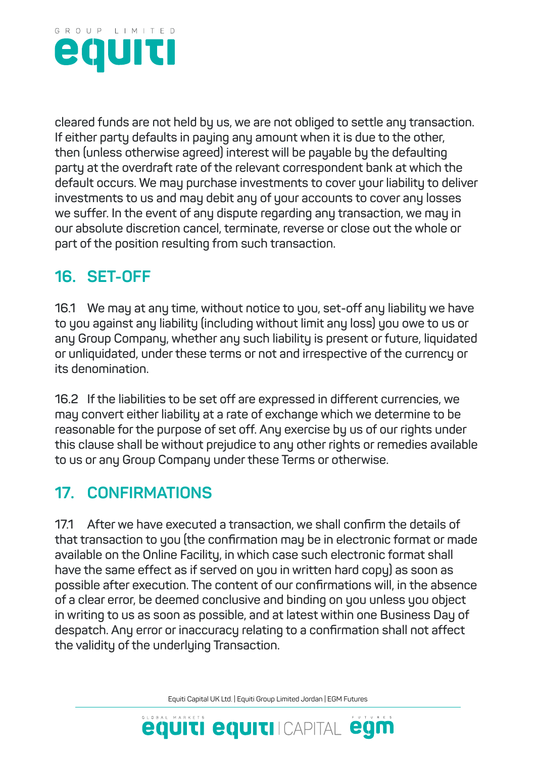cleared funds are not held by us, we are not obliged to settle any transaction. If either party defaults in paying any amount when it is due to the other, then (unless otherwise agreed) interest will be payable by the defaulting party at the overdraft rate of the relevant correspondent bank at which the default occurs. We may purchase investments to cover your liability to deliver investments to us and may debit any of your accounts to cover any losses we suffer. In the event of any dispute regarding any transaction, we may in our absolute discretion cancel, terminate, reverse or close out the whole or part of the position resulting from such transaction.

## 16. SET-OFF

16.1 We may at any time, without notice to you, set-off any liability we have to you against any liability (including without limit any loss) you owe to us or any Group Company, whether any such liability is present or future, liquidated or unliquidated, under these terms or not and irrespective of the currency or its denomination.

16.2 If the liabilities to be set off are expressed in different currencies, we may convert either liability at a rate of exchange which we determine to be reasonable for the purpose of set off. Any exercise by us of our rights under this clause shall be without prejudice to any other rights or remedies available to us or any Group Company under these Terms or otherwise.

## 17. CONFIRMATIONS

17.1 After we have executed a transaction, we shall confirm the details of that transaction to you (the confirmation may be in electronic format or made available on the Online Facility, in which case such electronic format shall have the same effect as if served on you in written hard copy) as soon as possible after execution. The content of our confirmations will, in the absence of a clear error, be deemed conclusive and binding on you unless you object in writing to us as soon as possible, and at latest within one Business Day of despatch. Any error or inaccuracy relating to a confirmation shall not affect the validity of the underlying Transaction.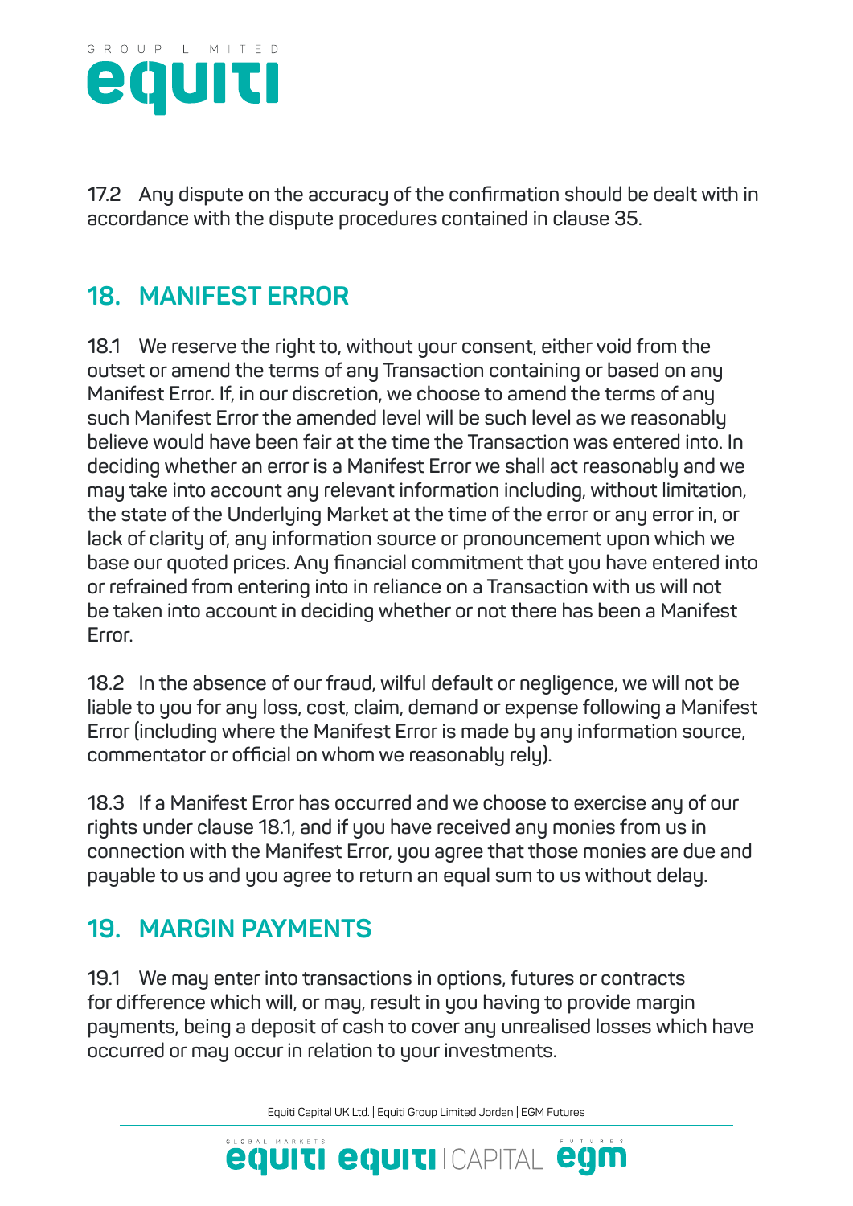17.2 Any dispute on the accuracy of the confirmation should be dealt with in accordance with the dispute procedures contained in clause 35.

## 18. MANIFEST ERROR

18.1 We reserve the right to, without your consent, either void from the outset or amend the terms of any Transaction containing or based on any Manifest Error. If, in our discretion, we choose to amend the terms of any such Manifest Error the amended level will be such level as we reasonably believe would have been fair at the time the Transaction was entered into. In deciding whether an error is a Manifest Error we shall act reasonably and we may take into account any relevant information including, without limitation, the state of the Underlying Market at the time of the error or any error in, or lack of clarity of, any information source or pronouncement upon which we base our quoted prices. Any financial commitment that you have entered into or refrained from entering into in reliance on a Transaction with us will not be taken into account in deciding whether or not there has been a Manifest Error.

18.2 In the absence of our fraud, wilful default or negligence, we will not be liable to you for any loss, cost, claim, demand or expense following a Manifest Error (including where the Manifest Error is made by any information source, commentator or official on whom we reasonably rely).

18.3 If a Manifest Error has occurred and we choose to exercise any of our rights under clause 18.1, and if you have received any monies from us in connection with the Manifest Error, you agree that those monies are due and payable to us and you agree to return an equal sum to us without delay.

## 19. MARGIN PAYMENTS

19.1 We may enter into transactions in options, futures or contracts for difference which will, or may, result in you having to provide margin payments, being a deposit of cash to cover any unrealised losses which have occurred or may occur in relation to your investments.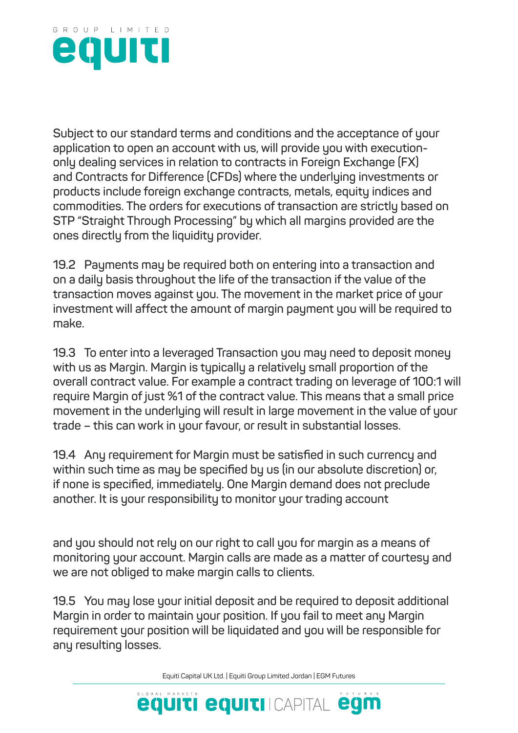Subject to our standard terms and conditions and the acceptance of your application to open an account with us, will provide you with execution-only dealing services in relation to contracts in Foreign Exchange (FX) and Contracts for Difference (CFDs) where the underlying investments or products include foreign exchange contracts, metals, equity indices and commodities. The orders for executions of transaction are strictly based on STP "Straight Through Processing" by which all margins provided are the ones directly from the liquidity provider.

19.2 Payments may be required both on entering into a transaction and on a daily basis throughout the life of the transaction if the value of the transaction moves against you. The movement in the market price of your investment will affect the amount of margin payment you will be required to make.

19.3 To enter into a leveraged Transaction you may need to deposit money with us as Margin. Margin is typically a relatively small proportion of the overall contract value. For example a contract trading on leverage of 100:1 will require Margin of just %1 of the contract value. This means that a small price movement in the underlying will result in large movement in the value of your trade – this can work in your favour, or result in substantial losses.

19.4 Any requirement for Margin must be satisfied in such currency and within such time as may be specified by us (in our absolute discretion) or, if none is specified, immediately. One Margin demand does not preclude another. It is your responsibility to monitor your trading account and you should not rely on our right to call you for margin as a means of monitoring your account. Margin calls are made as a matter of courtesy and we are not obliged to make margin calls to clients.

19.5 You may lose your initial deposit and be required to deposit additional Margin in order to maintain your position. If you fail to meet any Margin requirement your position will be liquidated and you will be responsible for any resulting losses.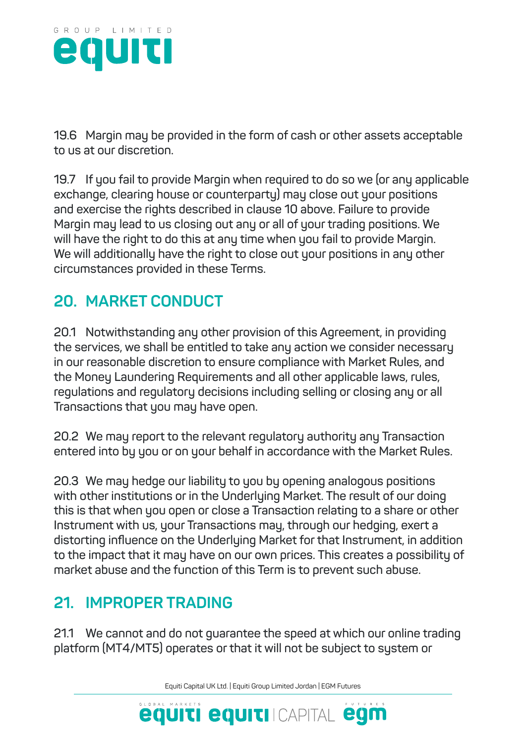19.6 Margin may be provided in the form of cash or other assets acceptable to us at our discretion.

19.7 If you fail to provide Margin when required to do so we (or any applicable exchange, clearing house or counterparty) may close out your positions and exercise the rights described in clause 10 above. Failure to provide Margin may lead to us closing out any or all of your trading positions. We will have the right to do this at any time when you fail to provide Margin. We will additionally have the right to close out your positions in any other circumstances provided in these Terms.

## 20. MARKET CONDUCT

20.1 Notwithstanding any other provision of this Agreement, in providing the services, we shall be entitled to take any action we consider necessary in our reasonable discretion to ensure compliance with Market Rules, and the Money Laundering Requirements and all other applicable laws, rules, regulations and regulatory decisions including selling or closing any or all Transactions that you may have open.

20.2 We may report to the relevant regulatory authority any Transaction entered into by you or on your behalf in accordance with the Market Rules.

20.3 We may hedge our liability to you by opening analogous positions with other institutions or in the Underlying Market. The result of our doing this is that when you open or close a Transaction relating to a share or other Instrument with us, your Transactions may, through our hedging, exert a distorting influence on the Underlying Market for that Instrument, in addition to the impact that it may have on our own prices. This creates a possibility of market abuse and the function of this Term is to prevent such abuse.

## 21. IMPROPER TRADING

21.1 We cannot and do not guarantee the speed at which our online trading platform (MT4/MT5) operates or that it will not be subject to system or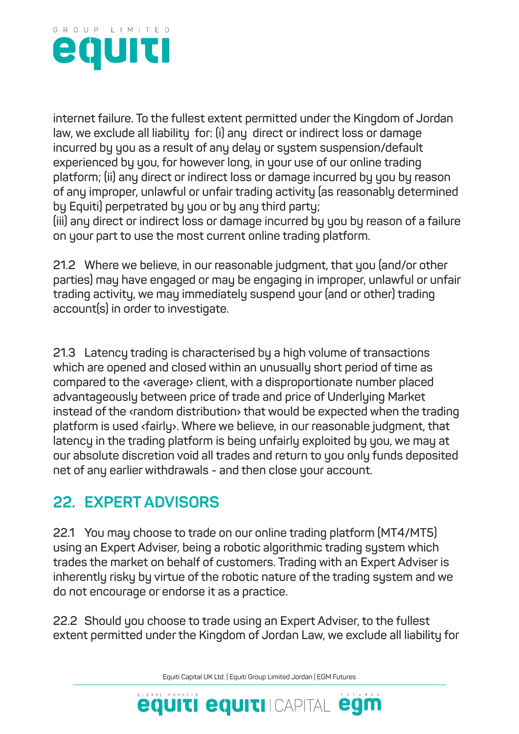internet failure. To the fullest extent permitted under the Kingdom of Jordan law, we exclude all liability for: (i) any direct or indirect loss or damage incurred by you as a result of any delay or system suspension/default experienced by you, for however long, in your use of our online trading platform; (ii) any direct or indirect loss or damage incurred by you by reason of any improper, unlawful or unfair trading activity (as reasonably determined by Equiti) perpetrated by you or by any third party;
(iii) any direct or indirect loss or damage incurred by you by reason of a failure on your part to use the most current online trading platform.

21.2 Where we believe, in our reasonable judgment, that you (and/or other parties) may have engaged or may be engaging in improper, unlawful or unfair trading activity, we may immediately suspend your (and or other) trading account(s) in order to investigate.

21.3 Latency trading is characterised by a high volume of transactions which are opened and closed within an unusually short period of time as compared to the ‹average› client, with a disproportionate number placed advantageously between price of trade and price of Underlying Market instead of the ‹random distribution› that would be expected when the trading platform is used ‹fairly›. Where we believe, in our reasonable judgment, that latency in the trading platform is being unfairly exploited by you, we may at our absolute discretion void all trades and return to you only funds deposited net of any earlier withdrawals - and then close your account.

## 22. EXPERT ADVISORS

22.1 You may choose to trade on our online trading platform (MT4/MT5) using an Expert Adviser, being a robotic algorithmic trading system which trades the market on behalf of customers. Trading with an Expert Adviser is inherently risky by virtue of the robotic nature of the trading system and we do not encourage or endorse it as a practice.

22.2 Should you choose to trade using an Expert Adviser, to the fullest extent permitted under the Kingdom of Jordan Law, we exclude all liability for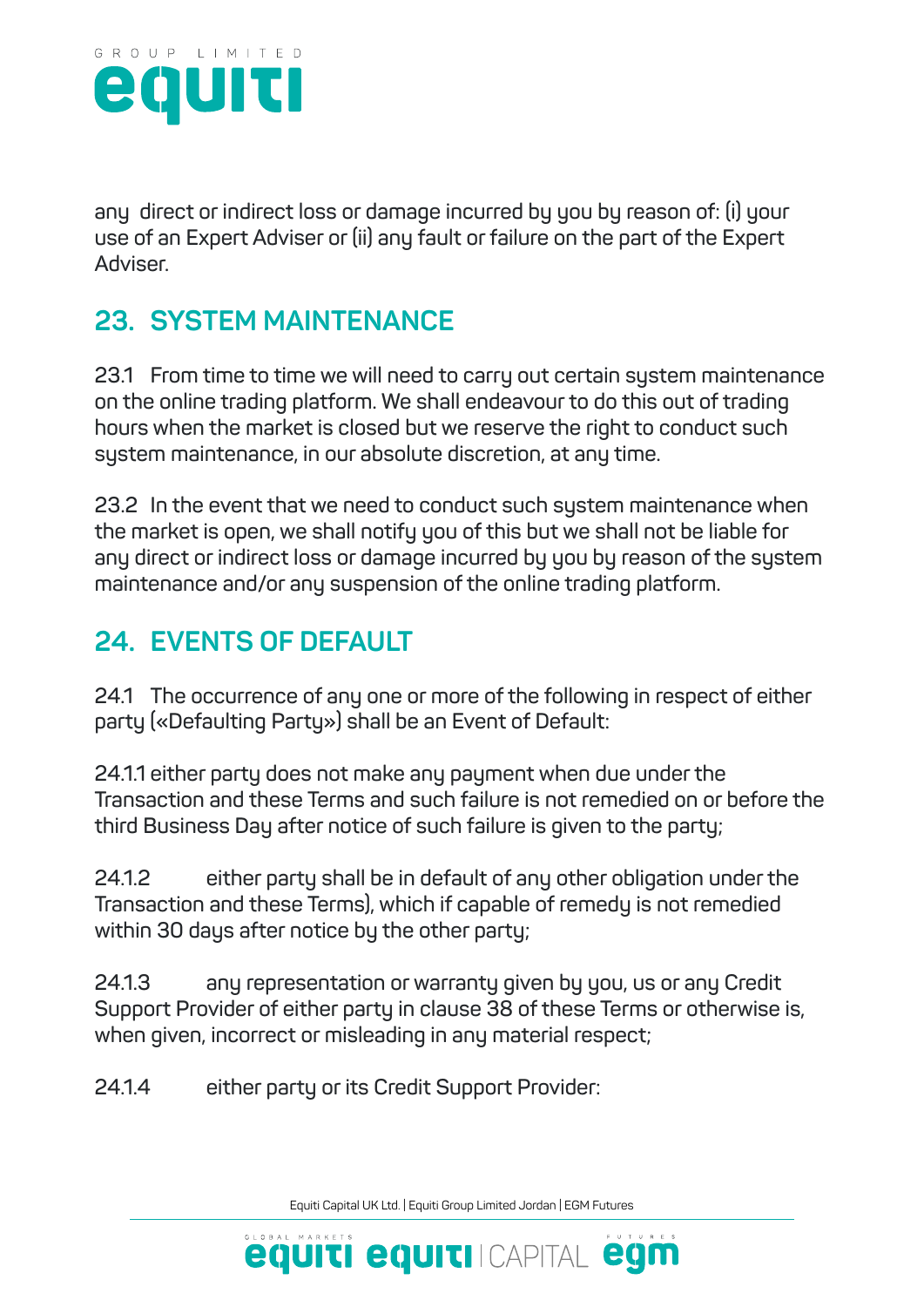any direct or indirect loss or damage incurred by you by reason of: (i) your use of an Expert Adviser or (ii) any fault or failure on the part of the Expert Adviser.

## 23. SYSTEM MAINTENANCE

23.1 From time to time we will need to carry out certain system maintenance on the online trading platform. We shall endeavour to do this out of trading hours when the market is closed but we reserve the right to conduct such system maintenance, in our absolute discretion, at any time.

23.2 In the event that we need to conduct such system maintenance when the market is open, we shall notify you of this but we shall not be liable for any direct or indirect loss or damage incurred by you by reason of the system maintenance and/or any suspension of the online trading platform.

## 24. EVENTS OF DEFAULT

24.1 The occurrence of any one or more of the following in respect of either party («Defaulting Party») shall be an Event of Default:

24.1.1 either party does not make any payment when due under the Transaction and these Terms and such failure is not remedied on or before the third Business Day after notice of such failure is given to the party;

24.1.2 either party shall be in default of any other obligation under the Transaction and these Terms), which if capable of remedy is not remedied within 30 days after notice by the other party;

24.1.3 any representation or warranty given by you, us or any Credit Support Provider of either party in clause 38 of these Terms or otherwise is, when given, incorrect or misleading in any material respect;

24.1.4 either party or its Credit Support Provider: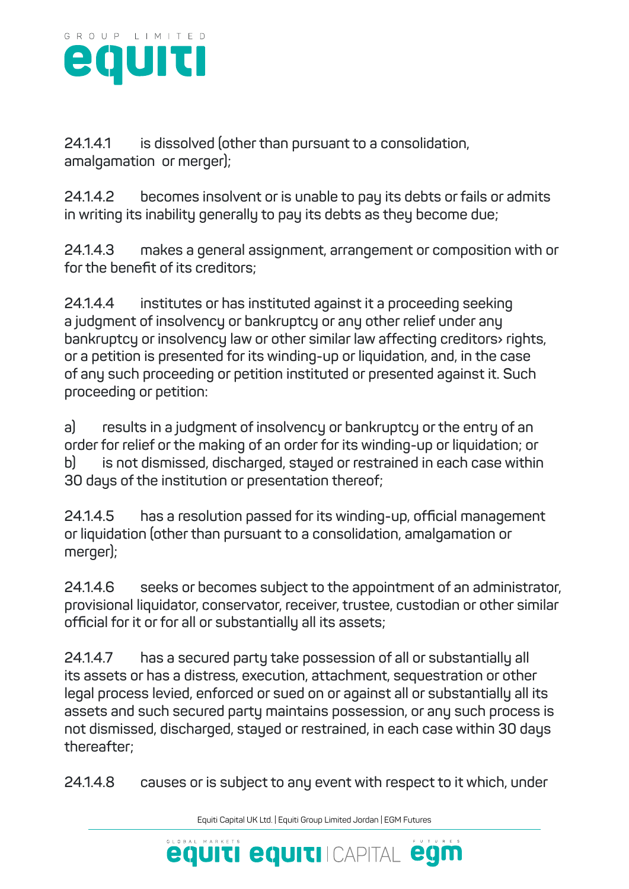**24.1.4.1** is dissolved (other than pursuant to a consolidation, amalgamation or merger);

**24.1.4.2** becomes insolvent or is unable to pay its debts or fails or admits in writing its inability generally to pay its debts as they become due;

**24.1.4.3** makes a general assignment, arrangement or composition with or for the benefit of its creditors;

**24.1.4.4** institutes or has instituted against it a proceeding seeking a judgment of insolvency or bankruptcy or any other relief under any bankruptcy or insolvency law or other similar law affecting creditors› rights, or a petition is presented for its winding-up or liquidation, and, in the case of any such proceeding or petition instituted or presented against it. Such proceeding or petition:

a) results in a judgment of insolvency or bankruptcy or the entry of an order for relief or the making of an order for its winding-up or liquidation; or
b) is not dismissed, discharged, stayed or restrained in each case within 30 days of the institution or presentation thereof;

**24.1.4.5** has a resolution passed for its winding-up, official management or liquidation (other than pursuant to a consolidation, amalgamation or merger);

**24.1.4.6** seeks or becomes subject to the appointment of an administrator, provisional liquidator, conservator, receiver, trustee, custodian or other similar official for it or for all or substantially all its assets;

**24.1.4.7** has a secured party take possession of all or substantially all its assets or has a distress, execution, attachment, sequestration or other legal process levied, enforced or sued on or against all or substantially all its assets and such secured party maintains possession, or any such process is not dismissed, discharged, stayed or restrained, in each case within 30 days thereafter;

**24.1.4.8** causes or is subject to any event with respect to it which, under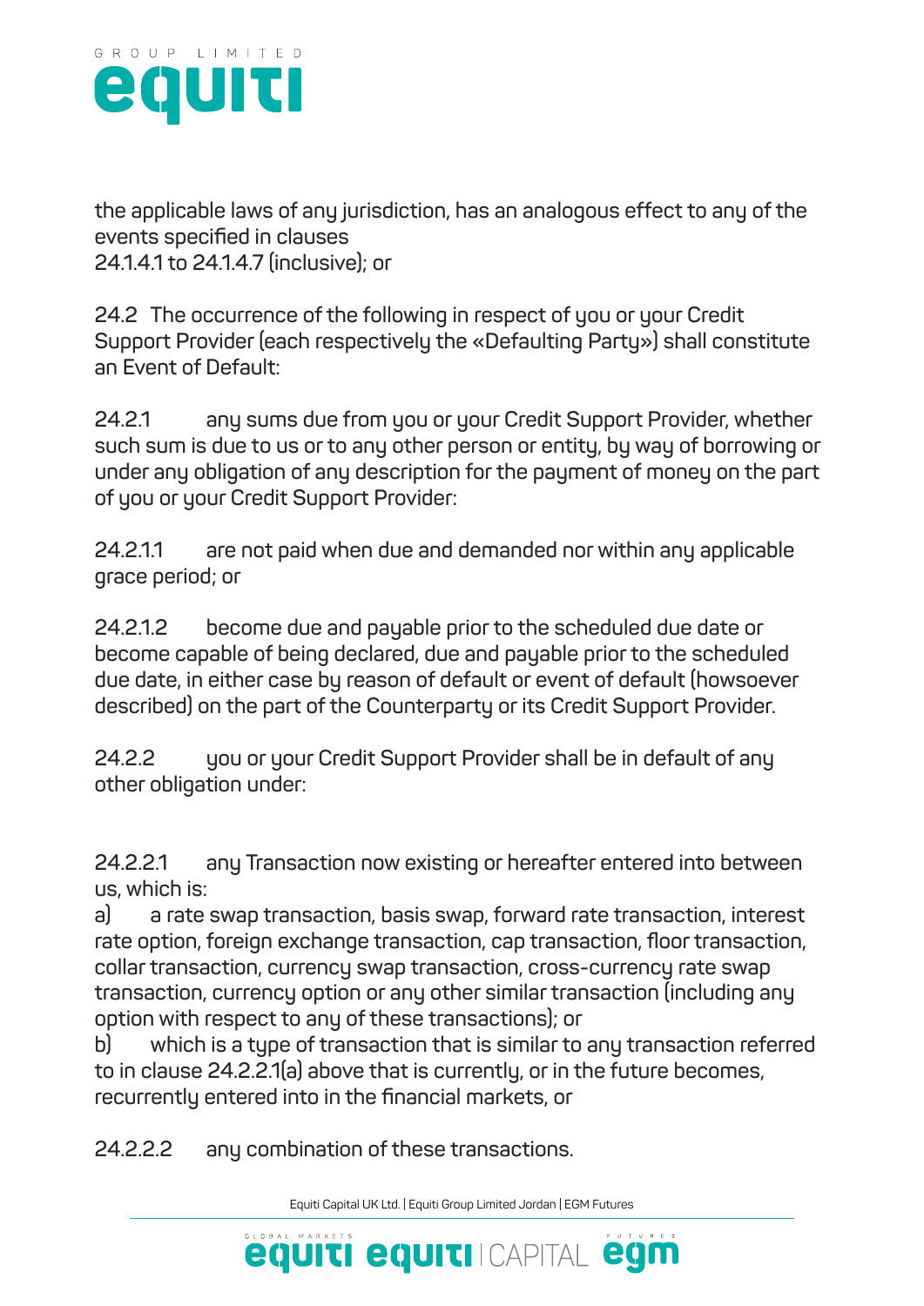the applicable laws of any jurisdiction, has an analogous effect to any of the events specified in clauses
24.1.4.1 to 24.1.4.7 (inclusive); or

24.2 The occurrence of the following in respect of you or your Credit Support Provider (each respectively the «Defaulting Party») shall constitute an Event of Default:

24.2.1 any sums due from you or your Credit Support Provider, whether such sum is due to us or to any other person or entity, by way of borrowing or under any obligation of any description for the payment of money on the part of you or your Credit Support Provider:

24.2.1.1 are not paid when due and demanded nor within any applicable grace period; or

24.2.1.2 become due and payable prior to the scheduled due date or become capable of being declared, due and payable prior to the scheduled due date, in either case by reason of default or event of default (howsoever described) on the part of the Counterparty or its Credit Support Provider.

24.2.2 you or your Credit Support Provider shall be in default of any other obligation under:

24.2.2.1 any Transaction now existing or hereafter entered into between us, which is:
a) a rate swap transaction, basis swap, forward rate transaction, interest rate option, foreign exchange transaction, cap transaction, floor transaction, collar transaction, currency swap transaction, cross-currency rate swap transaction, currency option or any other similar transaction (including any option with respect to any of these transactions); or
b) which is a type of transaction that is similar to any transaction referred to in clause 24.2.2.1(a) above that is currently, or in the future becomes, recurrently entered into in the financial markets, or

24.2.2.2 any combination of these transactions.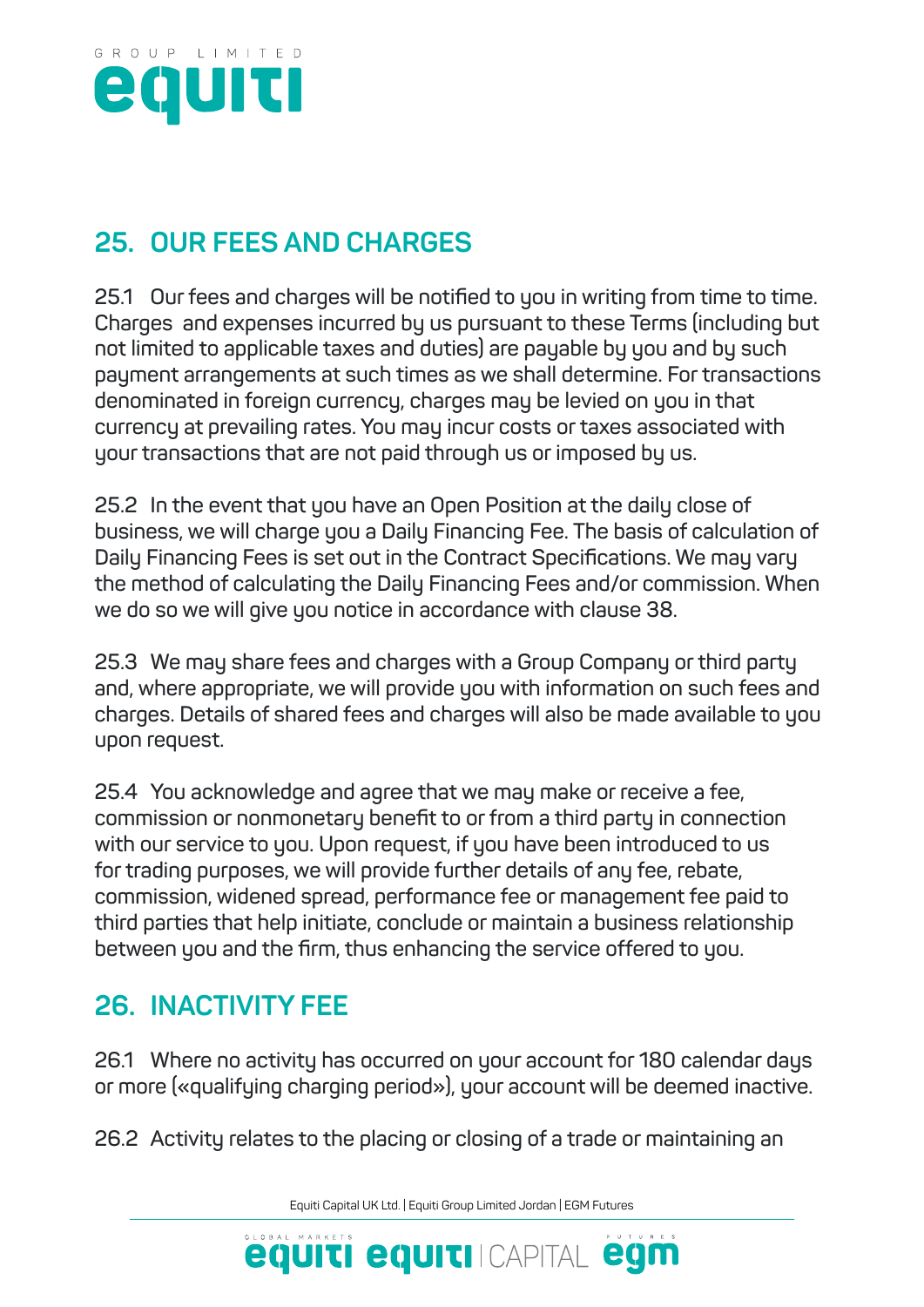## 25. OUR FEES AND CHARGES

25.1 Our fees and charges will be notified to you in writing from time to time. Charges and expenses incurred by us pursuant to these Terms (including but not limited to applicable taxes and duties) are payable by you and by such payment arrangements at such times as we shall determine. For transactions denominated in foreign currency, charges may be levied on you in that currency at prevailing rates. You may incur costs or taxes associated with your transactions that are not paid through us or imposed by us.

25.2 In the event that you have an Open Position at the daily close of business, we will charge you a Daily Financing Fee. The basis of calculation of Daily Financing Fees is set out in the Contract Specifications. We may vary the method of calculating the Daily Financing Fees and/or commission. When we do so we will give you notice in accordance with clause 38.

25.3 We may share fees and charges with a Group Company or third party and, where appropriate, we will provide you with information on such fees and charges. Details of shared fees and charges will also be made available to you upon request.

25.4 You acknowledge and agree that we may make or receive a fee, commission or nonmonetary benefit to or from a third party in connection with our service to you. Upon request, if you have been introduced to us for trading purposes, we will provide further details of any fee, rebate, commission, widened spread, performance fee or management fee paid to third parties that help initiate, conclude or maintain a business relationship between you and the firm, thus enhancing the service offered to you.

## 26. INACTIVITY FEE

26.1 Where no activity has occurred on your account for 180 calendar days or more («qualifying charging period»), your account will be deemed inactive.

26.2 Activity relates to the placing or closing of a trade or maintaining an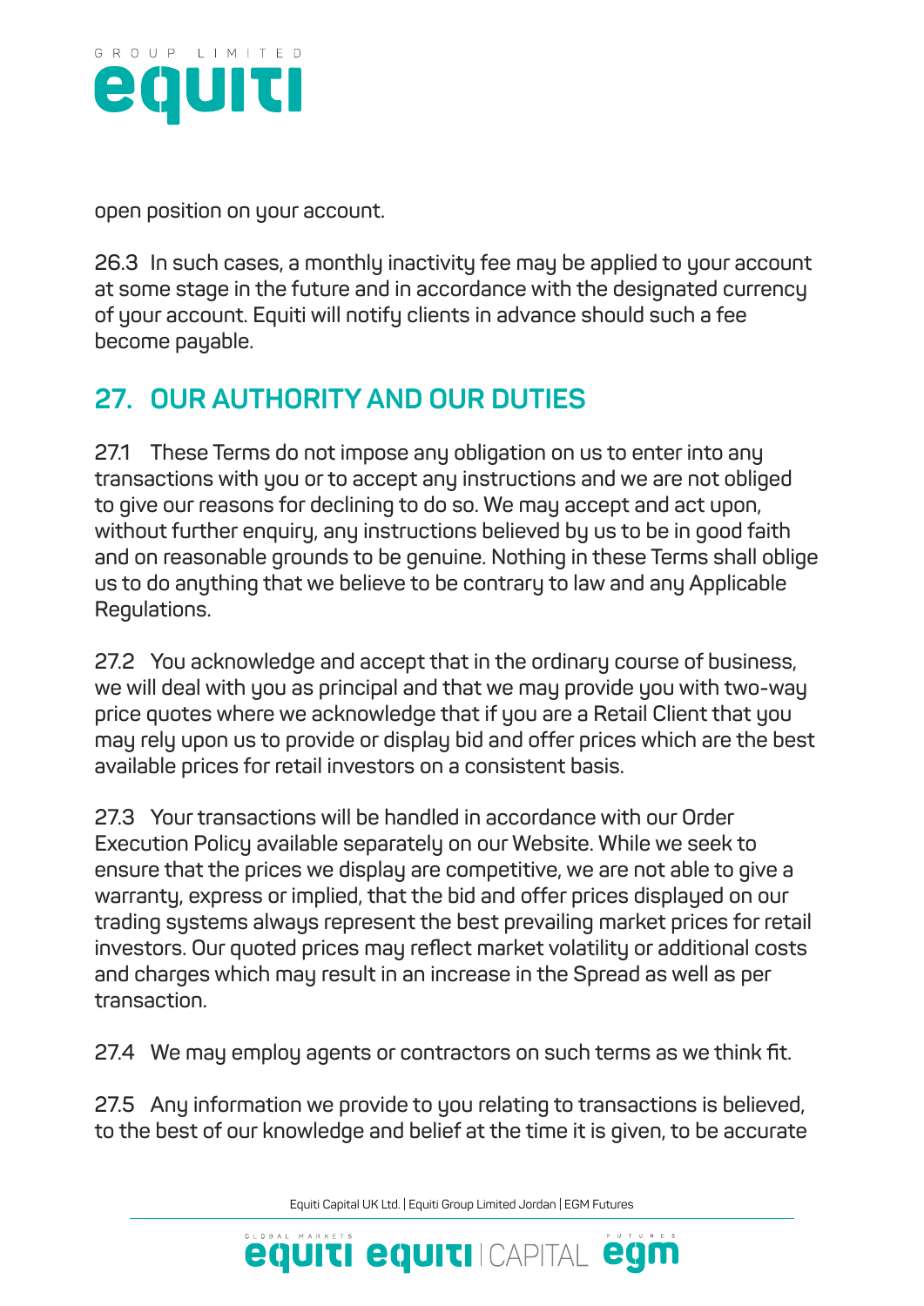open position on your account.

26.3 In such cases, a monthly inactivity fee may be applied to your account at some stage in the future and in accordance with the designated currency of your account. Equiti will notify clients in advance should such a fee become payable.

## 27. OUR AUTHORITY AND OUR DUTIES

27.1 These Terms do not impose any obligation on us to enter into any transactions with you or to accept any instructions and we are not obliged to give our reasons for declining to do so. We may accept and act upon, without further enquiry, any instructions believed by us to be in good faith and on reasonable grounds to be genuine. Nothing in these Terms shall oblige us to do anything that we believe to be contrary to law and any Applicable Regulations.

27.2 You acknowledge and accept that in the ordinary course of business, we will deal with you as principal and that we may provide you with two-way price quotes where we acknowledge that if you are a Retail Client that you may rely upon us to provide or display bid and offer prices which are the best available prices for retail investors on a consistent basis.

27.3 Your transactions will be handled in accordance with our Order Execution Policy available separately on our Website. While we seek to ensure that the prices we display are competitive, we are not able to give a warranty, express or implied, that the bid and offer prices displayed on our trading systems always represent the best prevailing market prices for retail investors. Our quoted prices may reflect market volatility or additional costs and charges which may result in an increase in the Spread as well as per transaction.

27.4 We may employ agents or contractors on such terms as we think fit.

27.5 Any information we provide to you relating to transactions is believed, to the best of our knowledge and belief at the time it is given, to be accurate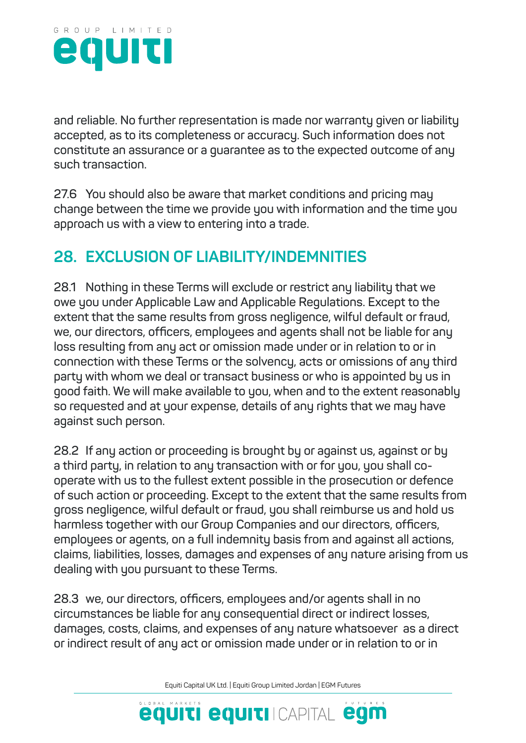and reliable. No further representation is made nor warranty given or liability accepted, as to its completeness or accuracy. Such information does not constitute an assurance or a guarantee as to the expected outcome of any such transaction.

27.6 You should also be aware that market conditions and pricing may change between the time we provide you with information and the time you approach us with a view to entering into a trade.

## 28. EXCLUSION OF LIABILITY/INDEMNITIES

28.1 Nothing in these Terms will exclude or restrict any liability that we owe you under Applicable Law and Applicable Regulations. Except to the extent that the same results from gross negligence, wilful default or fraud, we, our directors, officers, employees and agents shall not be liable for any loss resulting from any act or omission made under or in relation to or in connection with these Terms or the solvency, acts or omissions of any third party with whom we deal or transact business or who is appointed by us in good faith. We will make available to you, when and to the extent reasonably so requested and at your expense, details of any rights that we may have against such person.

28.2 If any action or proceeding is brought by or against us, against or by a third party, in relation to any transaction with or for you, you shall co-operate with us to the fullest extent possible in the prosecution or defence of such action or proceeding. Except to the extent that the same results from gross negligence, wilful default or fraud, you shall reimburse us and hold us harmless together with our Group Companies and our directors, officers, employees or agents, on a full indemnity basis from and against all actions, claims, liabilities, losses, damages and expenses of any nature arising from us dealing with you pursuant to these Terms.

28.3 we, our directors, officers, employees and/or agents shall in no circumstances be liable for any consequential direct or indirect losses, damages, costs, claims, and expenses of any nature whatsoever as a direct or indirect result of any act or omission made under or in relation to or in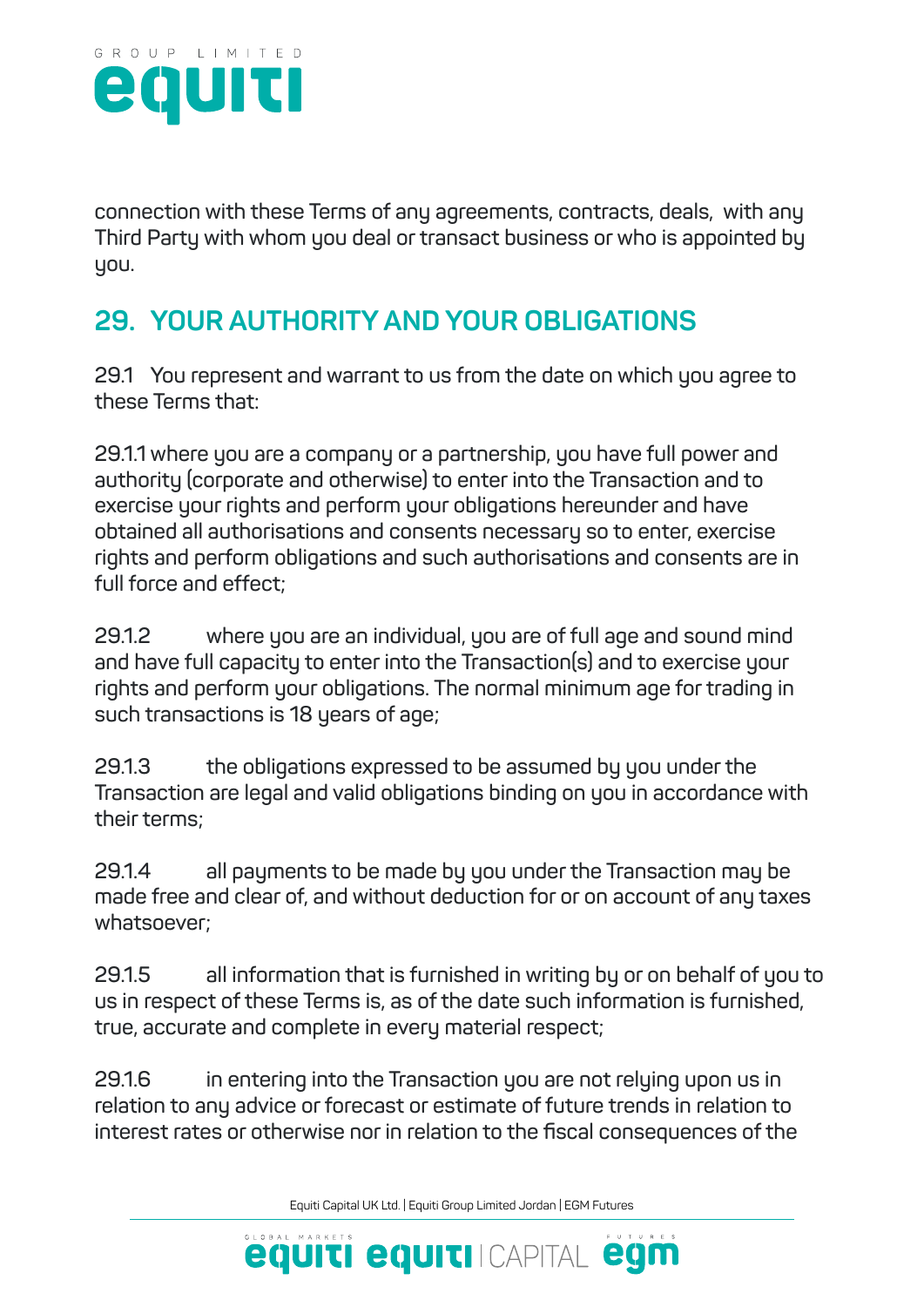connection with these Terms of any agreements, contracts, deals, with any Third Party with whom you deal or transact business or who is appointed by you.

## 29. YOUR AUTHORITY AND YOUR OBLIGATIONS

29.1 You represent and warrant to us from the date on which you agree to these Terms that:

29.1.1 where you are a company or a partnership, you have full power and authority (corporate and otherwise) to enter into the Transaction and to exercise your rights and perform your obligations hereunder and have obtained all authorisations and consents necessary so to enter, exercise rights and perform obligations and such authorisations and consents are in full force and effect;

29.1.2 where you are an individual, you are of full age and sound mind and have full capacity to enter into the Transaction(s) and to exercise your rights and perform your obligations. The normal minimum age for trading in such transactions is 18 years of age;

29.1.3 the obligations expressed to be assumed by you under the Transaction are legal and valid obligations binding on you in accordance with their terms;

29.1.4 all payments to be made by you under the Transaction may be made free and clear of, and without deduction for or on account of any taxes whatsoever;

29.1.5 all information that is furnished in writing by or on behalf of you to us in respect of these Terms is, as of the date such information is furnished, true, accurate and complete in every material respect;

29.1.6 in entering into the Transaction you are not relying upon us in relation to any advice or forecast or estimate of future trends in relation to interest rates or otherwise nor in relation to the fiscal consequences of the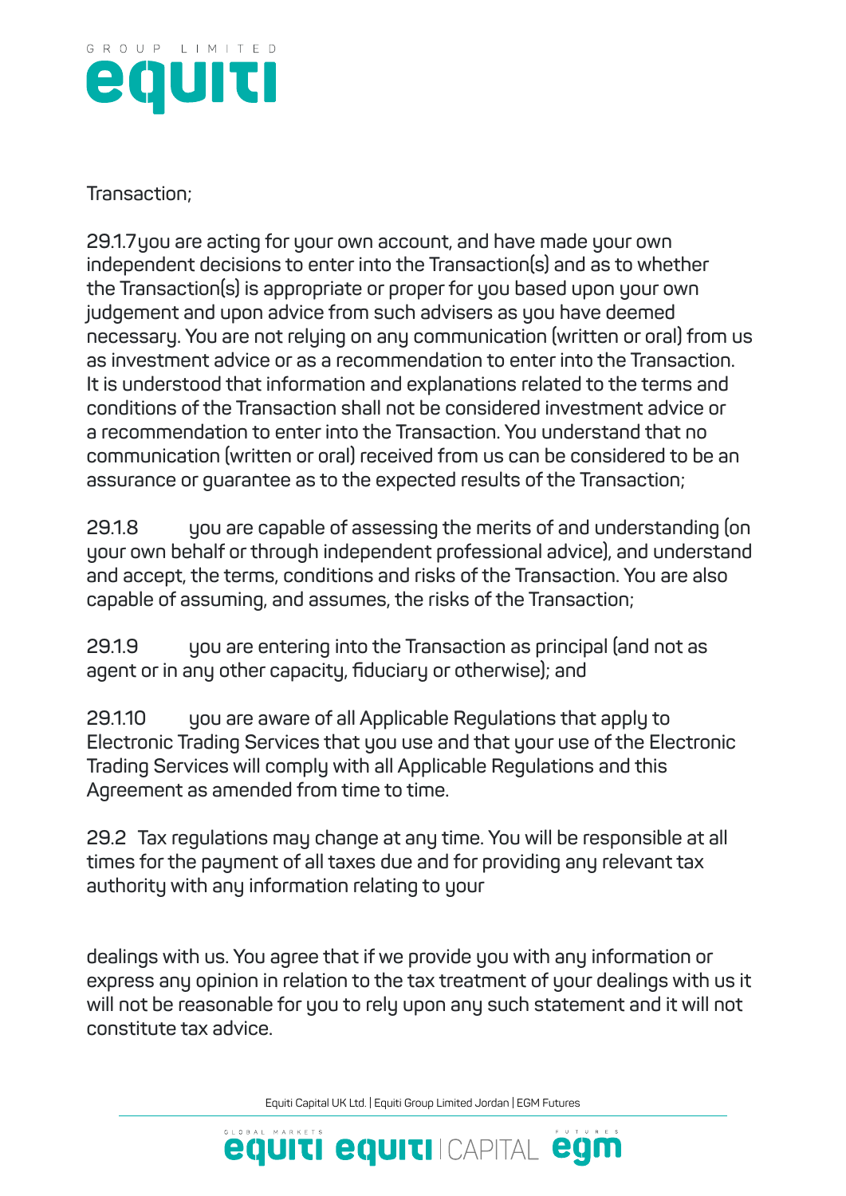Transaction;

**29.1.7** you are acting for your own account, and have made your own independent decisions to enter into the Transaction(s) and as to whether the Transaction(s) is appropriate or proper for you based upon your own judgement and upon advice from such advisers as you have deemed necessary. You are not relying on any communication (written or oral) from us as investment advice or as a recommendation to enter into the Transaction. It is understood that information and explanations related to the terms and conditions of the Transaction shall not be considered investment advice or a recommendation to enter into the Transaction. You understand that no communication (written or oral) received from us can be considered to be an assurance or guarantee as to the expected results of the Transaction;

**29.1.8** you are capable of assessing the merits of and understanding (on your own behalf or through independent professional advice), and understand and accept, the terms, conditions and risks of the Transaction. You are also capable of assuming, and assumes, the risks of the Transaction;

**29.1.9** you are entering into the Transaction as principal (and not as agent or in any other capacity, fiduciary or otherwise); and

**29.1.10** you are aware of all Applicable Regulations that apply to Electronic Trading Services that you use and that your use of the Electronic Trading Services will comply with all Applicable Regulations and this Agreement as amended from time to time.

**29.2** Tax regulations may change at any time. You will be responsible at all times for the payment of all taxes due and for providing any relevant tax authority with any information relating to your dealings with us. You agree that if we provide you with any information or express any opinion in relation to the tax treatment of your dealings with us it will not be reasonable for you to rely upon any such statement and it will not constitute tax advice.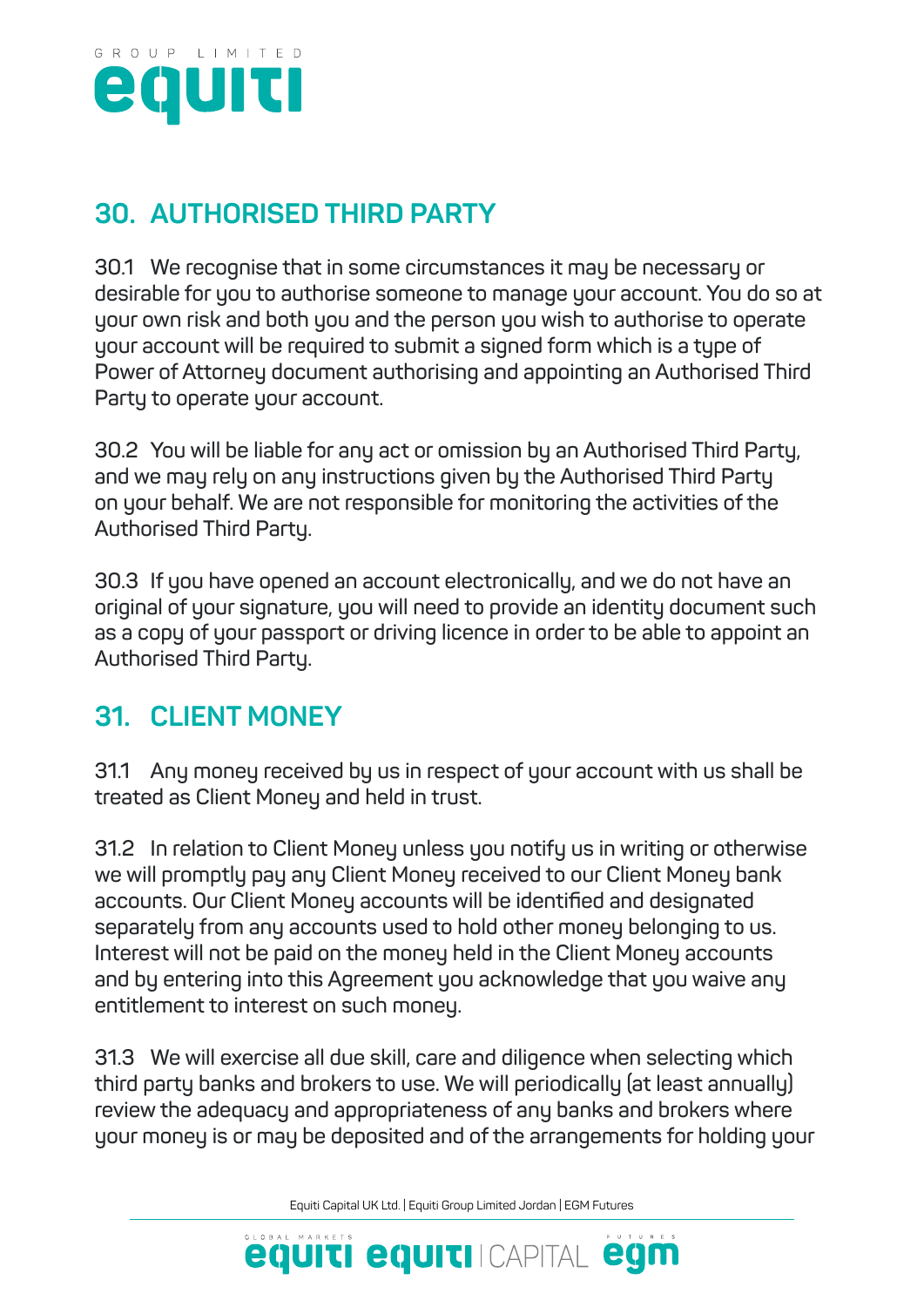## 30. AUTHORISED THIRD PARTY

**30.1** We recognise that in some circumstances it may be necessary or desirable for you to authorise someone to manage your account. You do so at your own risk and both you and the person you wish to authorise to operate your account will be required to submit a signed form which is a type of Power of Attorney document authorising and appointing an Authorised Third Party to operate your account.

**30.2** You will be liable for any act or omission by an Authorised Third Party, and we may rely on any instructions given by the Authorised Third Party on your behalf. We are not responsible for monitoring the activities of the Authorised Third Party.

**30.3** If you have opened an account electronically, and we do not have an original of your signature, you will need to provide an identity document such as a copy of your passport or driving licence in order to be able to appoint an Authorised Third Party.

## 31. CLIENT MONEY

**31.1** Any money received by us in respect of your account with us shall be treated as Client Money and held in trust.

**31.2** In relation to Client Money unless you notify us in writing or otherwise we will promptly pay any Client Money received to our Client Money bank accounts. Our Client Money accounts will be identified and designated separately from any accounts used to hold other money belonging to us. Interest will not be paid on the money held in the Client Money accounts and by entering into this Agreement you acknowledge that you waive any entitlement to interest on such money.

**31.3** We will exercise all due skill, care and diligence when selecting which third party banks and brokers to use. We will periodically (at least annually) review the adequacy and appropriateness of any banks and brokers where your money is or may be deposited and of the arrangements for holding your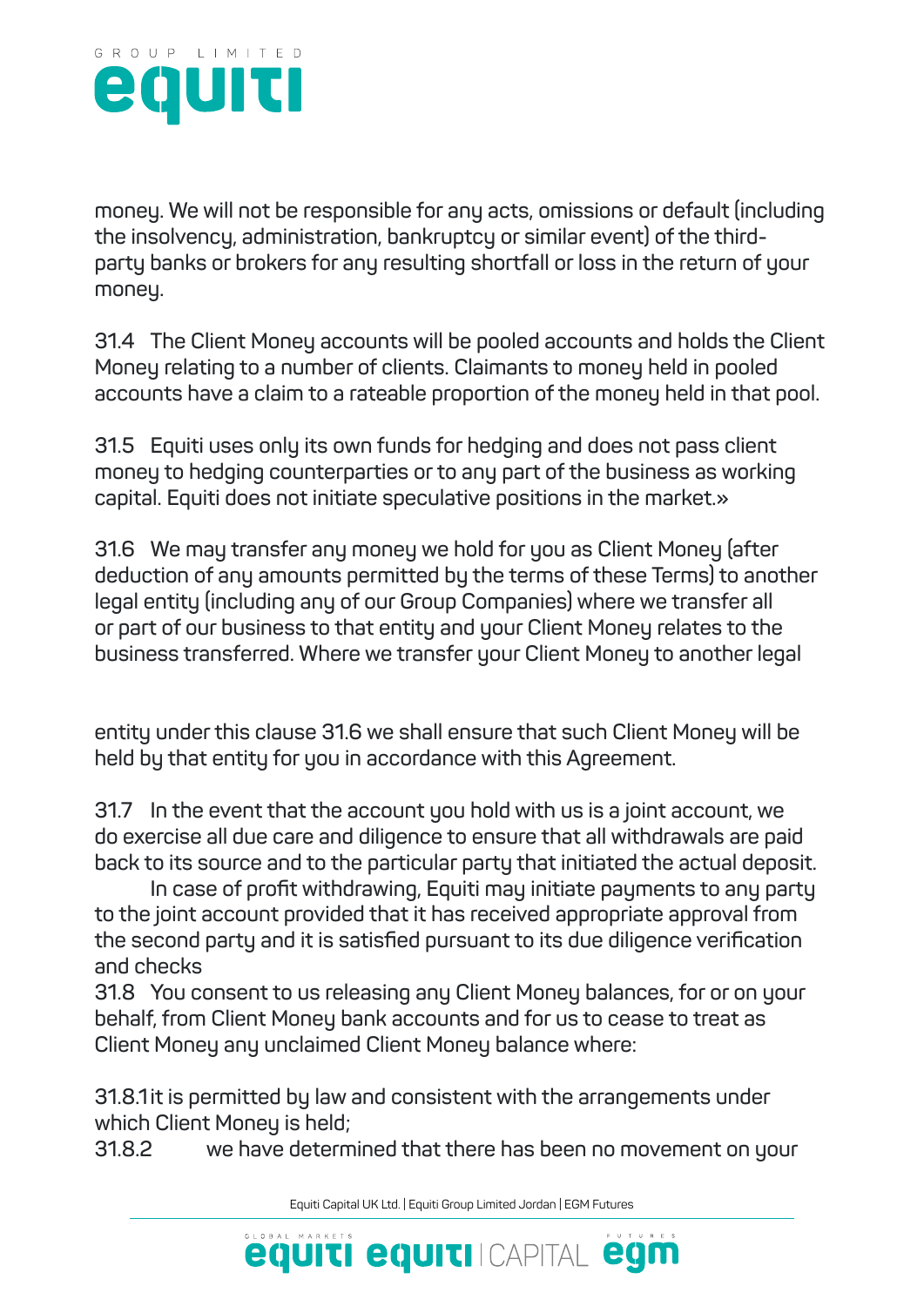money. We will not be responsible for any acts, omissions or default (including the insolvency, administration, bankruptcy or similar event) of the third-party banks or brokers for any resulting shortfall or loss in the return of your money.

31.4 The Client Money accounts will be pooled accounts and holds the Client Money relating to a number of clients. Claimants to money held in pooled accounts have a claim to a rateable proportion of the money held in that pool.

31.5 Equiti uses only its own funds for hedging and does not pass client money to hedging counterparties or to any part of the business as working capital. Equiti does not initiate speculative positions in the market.»

31.6 We may transfer any money we hold for you as Client Money (after deduction of any amounts permitted by the terms of these Terms) to another legal entity (including any of our Group Companies) where we transfer all or part of our business to that entity and your Client Money relates to the business transferred. Where we transfer your Client Money to another legal entity under this clause 31.6 we shall ensure that such Client Money will be held by that entity for you in accordance with this Agreement.

31.7 In the event that the account you hold with us is a joint account, we do exercise all due care and diligence to ensure that all withdrawals are paid back to its source and to the particular party that initiated the actual deposit. In case of profit withdrawing, Equiti may initiate payments to any party to the joint account provided that it has received appropriate approval from the second party and it is satisfied pursuant to its due diligence verification and checks

31.8 You consent to us releasing any Client Money balances, for or on your behalf, from Client Money bank accounts and for us to cease to treat as Client Money any unclaimed Client Money balance where:

31.8.1 it is permitted by law and consistent with the arrangements under which Client Money is held;

31.8.2 we have determined that there has been no movement on your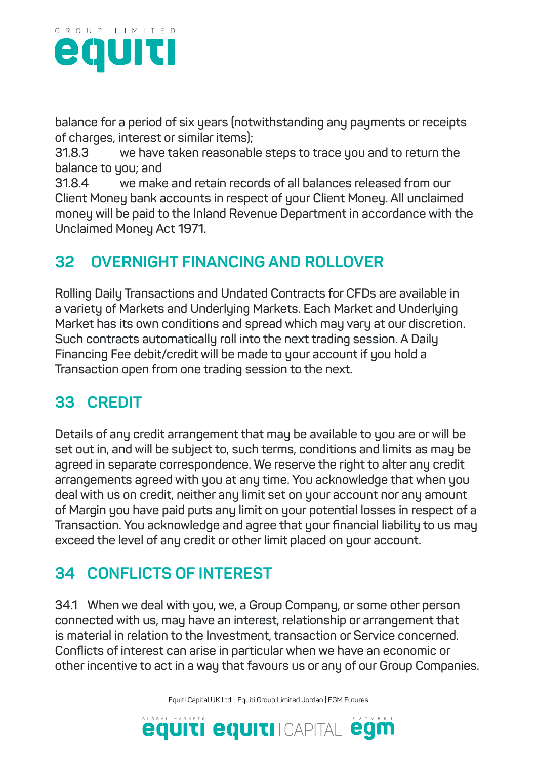balance for a period of six years (notwithstanding any payments or receipts of charges, interest or similar items);

31.8.3 we have taken reasonable steps to trace you and to return the balance to you; and

31.8.4 we make and retain records of all balances released from our Client Money bank accounts in respect of your Client Money. All unclaimed money will be paid to the Inland Revenue Department in accordance with the Unclaimed Money Act 1971.

## 32 OVERNIGHT FINANCING AND ROLLOVER

Rolling Daily Transactions and Undated Contracts for CFDs are available in a variety of Markets and Underlying Markets. Each Market and Underlying Market has its own conditions and spread which may vary at our discretion. Such contracts automatically roll into the next trading session. A Daily Financing Fee debit/credit will be made to your account if you hold a Transaction open from one trading session to the next.

## 33 CREDIT

Details of any credit arrangement that may be available to you are or will be set out in, and will be subject to, such terms, conditions and limits as may be agreed in separate correspondence. We reserve the right to alter any credit arrangements agreed with you at any time. You acknowledge that when you deal with us on credit, neither any limit set on your account nor any amount of Margin you have paid puts any limit on your potential losses in respect of a Transaction. You acknowledge and agree that your financial liability to us may exceed the level of any credit or other limit placed on your account.

## 34 CONFLICTS OF INTEREST

34.1 When we deal with you, we, a Group Company, or some other person connected with us, may have an interest, relationship or arrangement that is material in relation to the Investment, transaction or Service concerned. Conflicts of interest can arise in particular when we have an economic or other incentive to act in a way that favours us or any of our Group Companies.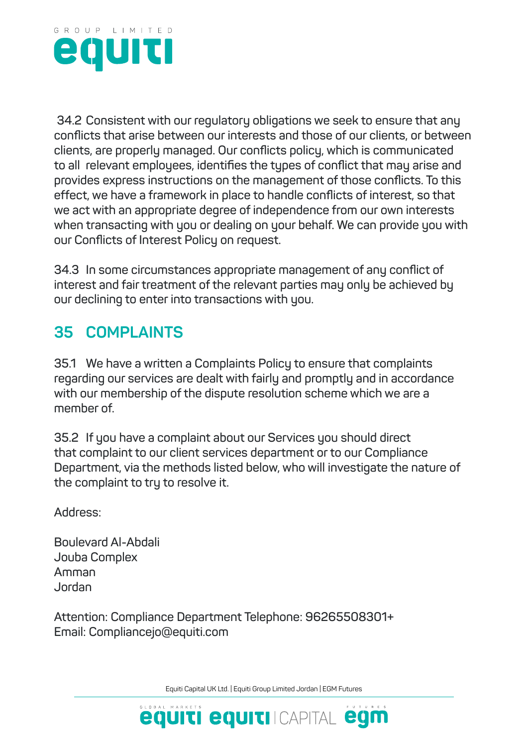34.2 Consistent with our regulatory obligations we seek to ensure that any conflicts that arise between our interests and those of our clients, or between clients, are properly managed. Our conflicts policy, which is communicated to all relevant employees, identifies the types of conflict that may arise and provides express instructions on the management of those conflicts. To this effect, we have a framework in place to handle conflicts of interest, so that we act with an appropriate degree of independence from our own interests when transacting with you or dealing on your behalf. We can provide you with our Conflicts of Interest Policy on request.

34.3 In some circumstances appropriate management of any conflict of interest and fair treatment of the relevant parties may only be achieved by our declining to enter into transactions with you.

## 35 COMPLAINTS

35.1 We have a written a Complaints Policy to ensure that complaints regarding our services are dealt with fairly and promptly and in accordance with our membership of the dispute resolution scheme which we are a member of.

35.2 If you have a complaint about our Services you should direct that complaint to our client services department or to our Compliance Department, via the methods listed below, who will investigate the nature of the complaint to try to resolve it.

Address:

Boulevard Al-Abdali
Jouba Complex
Amman
Jordan

Attention: Compliance Department Telephone: 96265508301+
Email: Compliancejo@equiti.com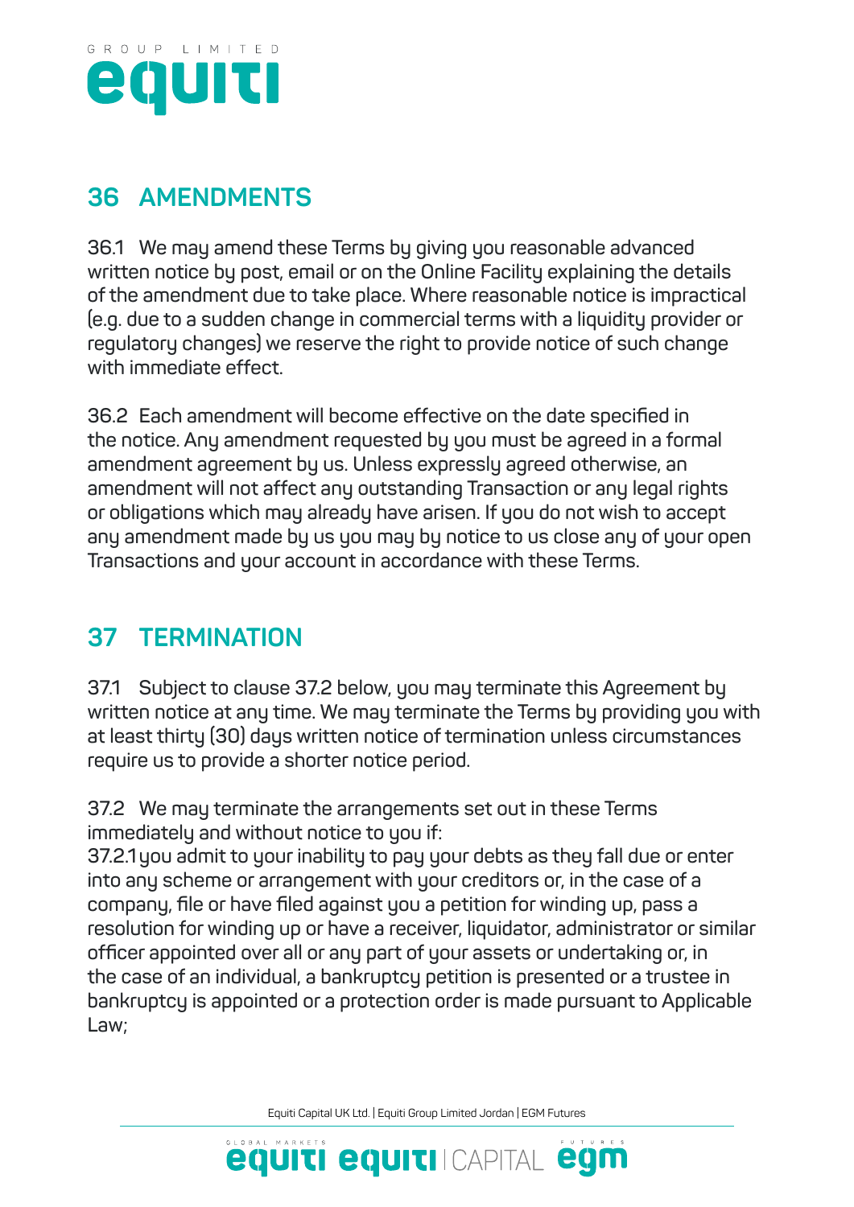## 36 AMENDMENTS

36.1 We may amend these Terms by giving you reasonable advanced written notice by post, email or on the Online Facility explaining the details of the amendment due to take place. Where reasonable notice is impractical (e.g. due to a sudden change in commercial terms with a liquidity provider or regulatory changes) we reserve the right to provide notice of such change with immediate effect.

36.2 Each amendment will become effective on the date specified in the notice. Any amendment requested by you must be agreed in a formal amendment agreement by us. Unless expressly agreed otherwise, an amendment will not affect any outstanding Transaction or any legal rights or obligations which may already have arisen. If you do not wish to accept any amendment made by us you may by notice to us close any of your open Transactions and your account in accordance with these Terms.

## 37 TERMINATION

37.1 Subject to clause 37.2 below, you may terminate this Agreement by written notice at any time. We may terminate the Terms by providing you with at least thirty (30) days written notice of termination unless circumstances require us to provide a shorter notice period.

37.2 We may terminate the arrangements set out in these Terms immediately and without notice to you if:
37.2.1 you admit to your inability to pay your debts as they fall due or enter into any scheme or arrangement with your creditors or, in the case of a company, file or have filed against you a petition for winding up, pass a resolution for winding up or have a receiver, liquidator, administrator or similar officer appointed over all or any part of your assets or undertaking or, in the case of an individual, a bankruptcy petition is presented or a trustee in bankruptcy is appointed or a protection order is made pursuant to Applicable Law;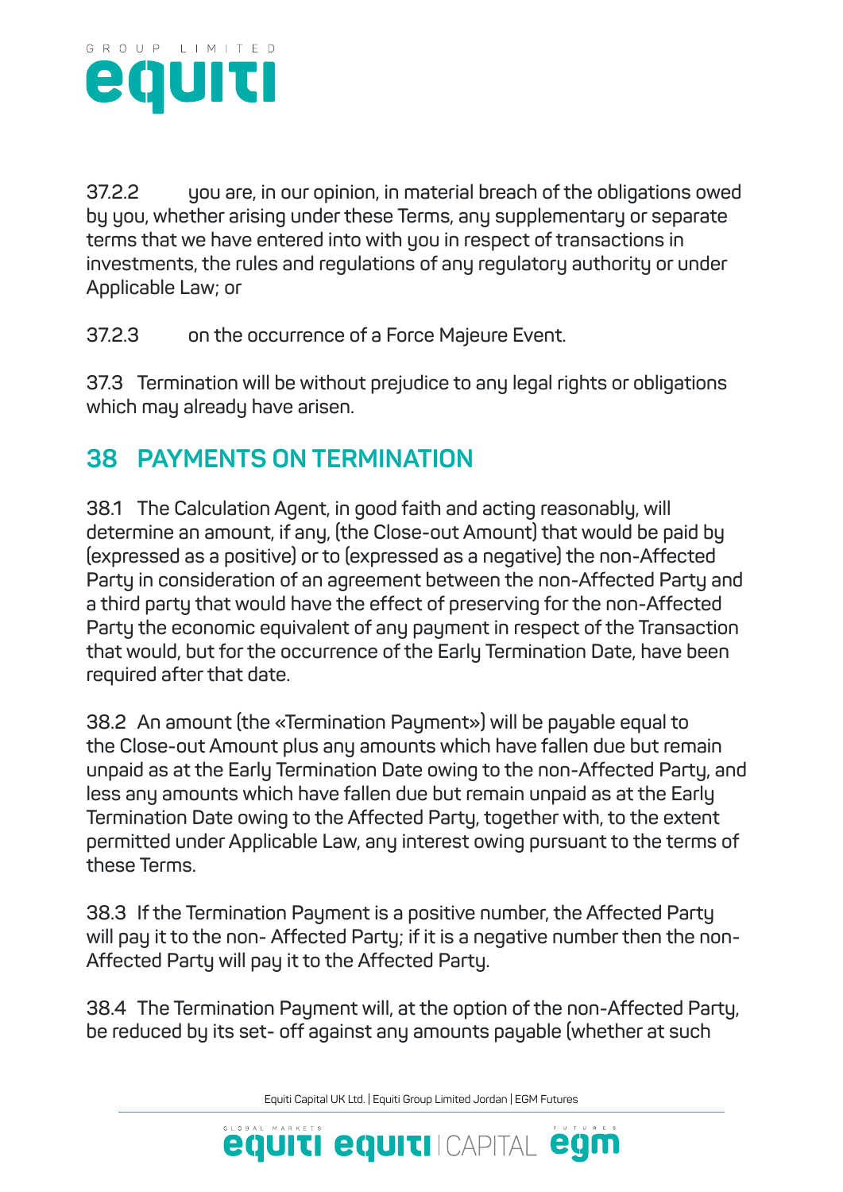37.2.2 you are, in our opinion, in material breach of the obligations owed by you, whether arising under these Terms, any supplementary or separate terms that we have entered into with you in respect of transactions in investments, the rules and regulations of any regulatory authority or under Applicable Law; or

37.2.3 on the occurrence of a Force Majeure Event.

37.3 Termination will be without prejudice to any legal rights or obligations which may already have arisen.

## 38 PAYMENTS ON TERMINATION

38.1 The Calculation Agent, in good faith and acting reasonably, will determine an amount, if any, (the Close-out Amount) that would be paid by (expressed as a positive) or to (expressed as a negative) the non-Affected Party in consideration of an agreement between the non-Affected Party and a third party that would have the effect of preserving for the non-Affected Party the economic equivalent of any payment in respect of the Transaction that would, but for the occurrence of the Early Termination Date, have been required after that date.

38.2 An amount (the «Termination Payment») will be payable equal to the Close-out Amount plus any amounts which have fallen due but remain unpaid as at the Early Termination Date owing to the non-Affected Party, and less any amounts which have fallen due but remain unpaid as at the Early Termination Date owing to the Affected Party, together with, to the extent permitted under Applicable Law, any interest owing pursuant to the terms of these Terms.

38.3 If the Termination Payment is a positive number, the Affected Party will pay it to the non- Affected Party; if it is a negative number then the non-Affected Party will pay it to the Affected Party.

38.4 The Termination Payment will, at the option of the non-Affected Party, be reduced by its set- off against any amounts payable (whether at such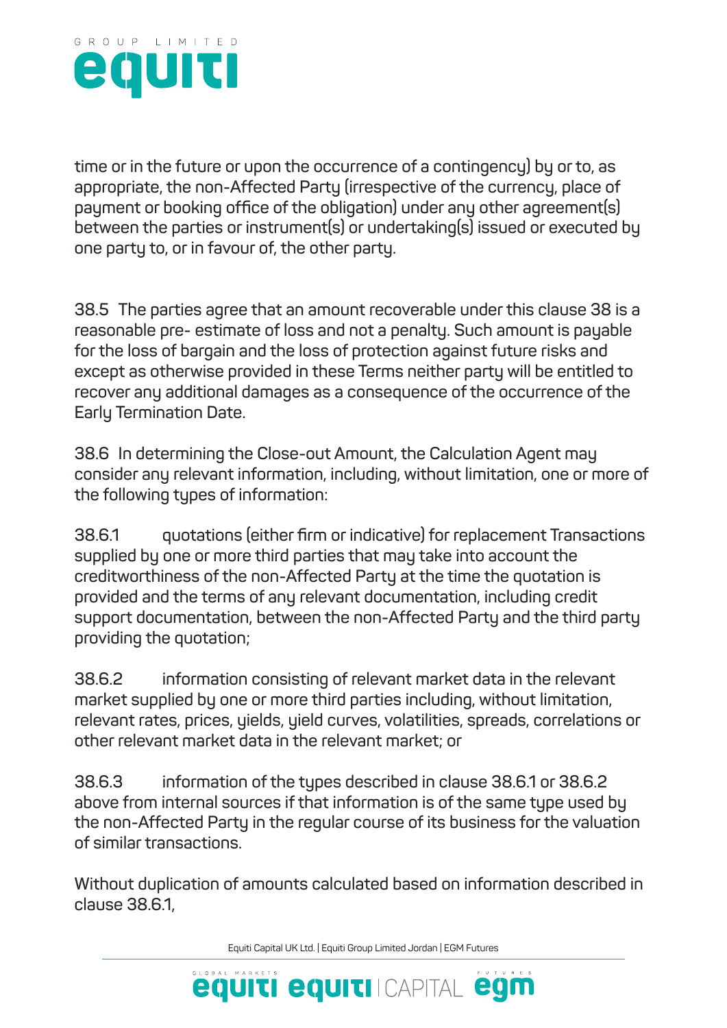time or in the future or upon the occurrence of a contingency) by or to, as appropriate, the non-Affected Party (irrespective of the currency, place of payment or booking office of the obligation) under any other agreement(s) between the parties or instrument(s) or undertaking(s) issued or executed by one party to, or in favour of, the other party.

38.5 The parties agree that an amount recoverable under this clause 38 is a reasonable pre- estimate of loss and not a penalty. Such amount is payable for the loss of bargain and the loss of protection against future risks and except as otherwise provided in these Terms neither party will be entitled to recover any additional damages as a consequence of the occurrence of the Early Termination Date.

38.6 In determining the Close-out Amount, the Calculation Agent may consider any relevant information, including, without limitation, one or more of the following types of information:

38.6.1 quotations (either firm or indicative) for replacement Transactions supplied by one or more third parties that may take into account the creditworthiness of the non-Affected Party at the time the quotation is provided and the terms of any relevant documentation, including credit support documentation, between the non-Affected Party and the third party providing the quotation;

38.6.2 information consisting of relevant market data in the relevant market supplied by one or more third parties including, without limitation, relevant rates, prices, yields, yield curves, volatilities, spreads, correlations or other relevant market data in the relevant market; or

38.6.3 information of the types described in clause 38.6.1 or 38.6.2 above from internal sources if that information is of the same type used by the non-Affected Party in the regular course of its business for the valuation of similar transactions.

Without duplication of amounts calculated based on information described in clause 38.6.1,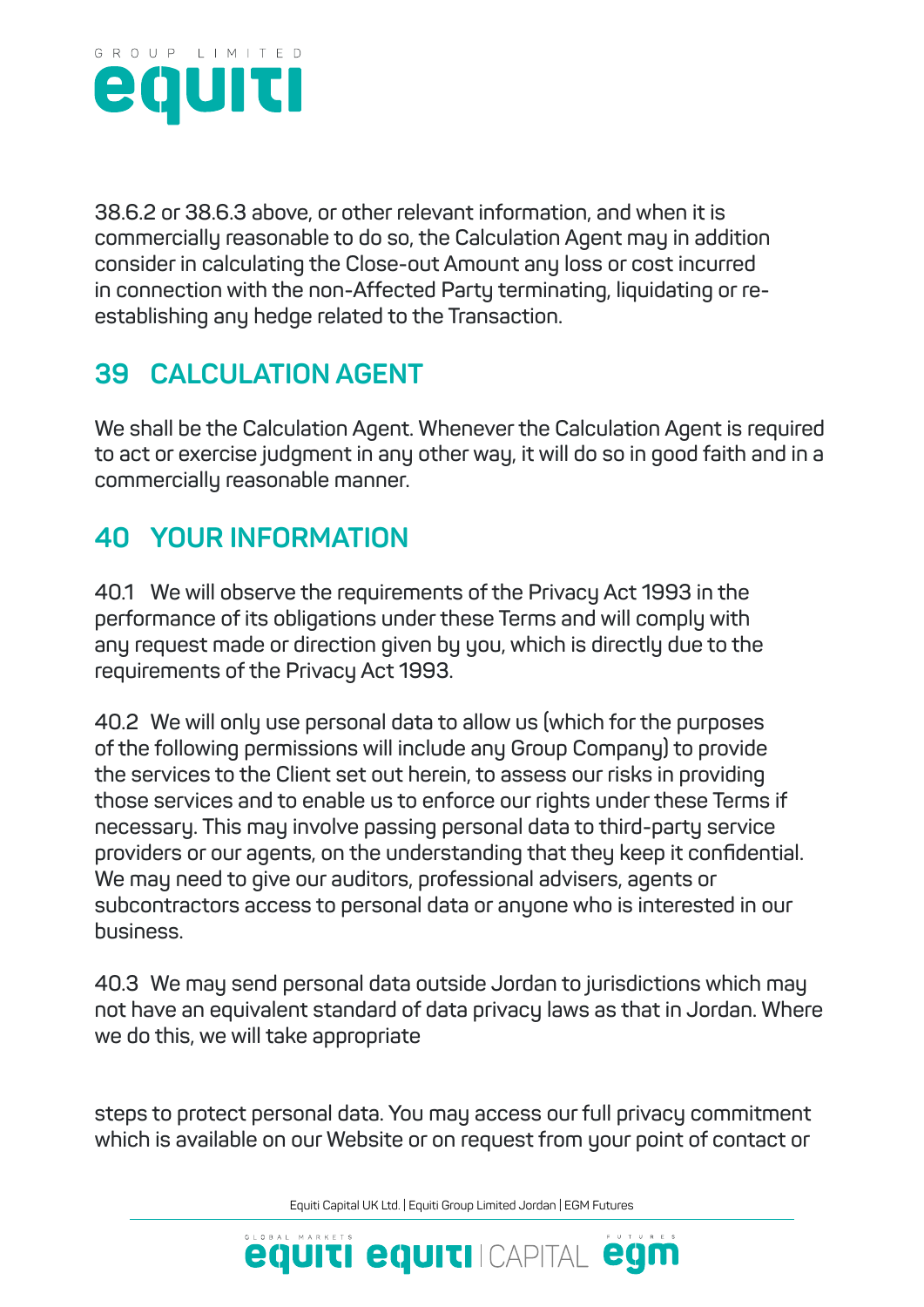38.6.2 or 38.6.3 above, or other relevant information, and when it is commercially reasonable to do so, the Calculation Agent may in addition consider in calculating the Close-out Amount any loss or cost incurred in connection with the non-Affected Party terminating, liquidating or re-establishing any hedge related to the Transaction.

## 39 CALCULATION AGENT

We shall be the Calculation Agent. Whenever the Calculation Agent is required to act or exercise judgment in any other way, it will do so in good faith and in a commercially reasonable manner.

## 40 YOUR INFORMATION

40.1 We will observe the requirements of the Privacy Act 1993 in the performance of its obligations under these Terms and will comply with any request made or direction given by you, which is directly due to the requirements of the Privacy Act 1993.

40.2 We will only use personal data to allow us (which for the purposes of the following permissions will include any Group Company) to provide the services to the Client set out herein, to assess our risks in providing those services and to enable us to enforce our rights under these Terms if necessary. This may involve passing personal data to third-party service providers or our agents, on the understanding that they keep it confidential. We may need to give our auditors, professional advisers, agents or subcontractors access to personal data or anyone who is interested in our business.

40.3 We may send personal data outside Jordan to jurisdictions which may not have an equivalent standard of data privacy laws as that in Jordan. Where we do this, we will take appropriate

steps to protect personal data. You may access our full privacy commitment which is available on our Website or on request from your point of contact or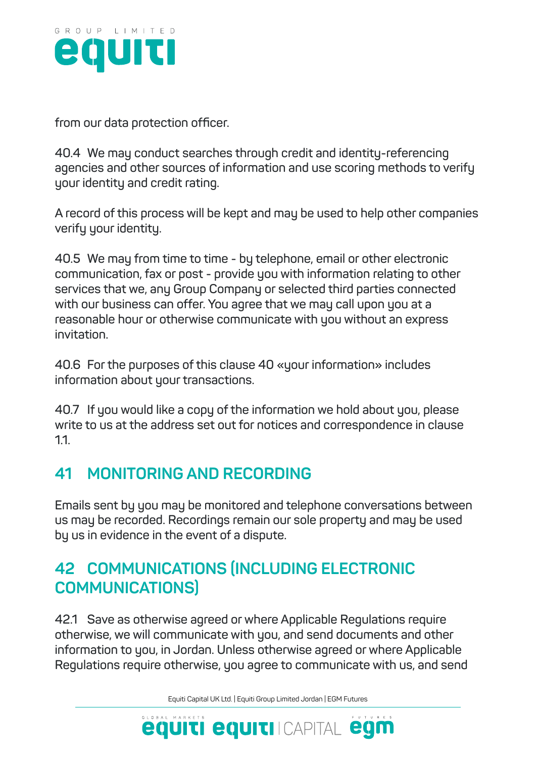from our data protection officer.

40.4 We may conduct searches through credit and identity-referencing agencies and other sources of information and use scoring methods to verify your identity and credit rating.

A record of this process will be kept and may be used to help other companies verify your identity.

40.5 We may from time to time - by telephone, email or other electronic communication, fax or post - provide you with information relating to other services that we, any Group Company or selected third parties connected with our business can offer. You agree that we may call upon you at a reasonable hour or otherwise communicate with you without an express invitation.

40.6 For the purposes of this clause 40 «your information» includes information about your transactions.

40.7 If you would like a copy of the information we hold about you, please write to us at the address set out for notices and correspondence in clause 1.1.

## 41 MONITORING AND RECORDING

Emails sent by you may be monitored and telephone conversations between us may be recorded. Recordings remain our sole property and may be used by us in evidence in the event of a dispute.

## 42 COMMUNICATIONS (INCLUDING ELECTRONIC COMMUNICATIONS)

42.1 Save as otherwise agreed or where Applicable Regulations require otherwise, we will communicate with you, and send documents and other information to you, in Jordan. Unless otherwise agreed or where Applicable Regulations require otherwise, you agree to communicate with us, and send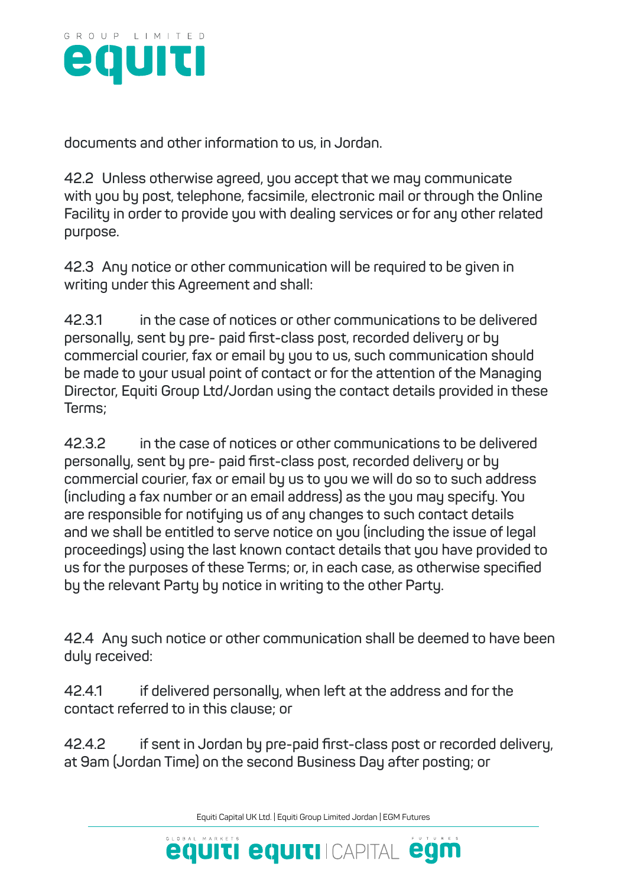documents and other information to us, in Jordan.

**42.2** Unless otherwise agreed, you accept that we may communicate with you by post, telephone, facsimile, electronic mail or through the Online Facility in order to provide you with dealing services or for any other related purpose.

**42.3** Any notice or other communication will be required to be given in writing under this Agreement and shall:

**42.3.1** in the case of notices or other communications to be delivered personally, sent by pre- paid first-class post, recorded delivery or by commercial courier, fax or email by you to us, such communication should be made to your usual point of contact or for the attention of the Managing Director, Equiti Group Ltd/Jordan using the contact details provided in these Terms;

**42.3.2** in the case of notices or other communications to be delivered personally, sent by pre- paid first-class post, recorded delivery or by commercial courier, fax or email by us to you we will do so to such address (including a fax number or an email address) as the you may specify. You are responsible for notifying us of any changes to such contact details and we shall be entitled to serve notice on you (including the issue of legal proceedings) using the last known contact details that you have provided to us for the purposes of these Terms; or, in each case, as otherwise specified by the relevant Party by notice in writing to the other Party.

**42.4** Any such notice or other communication shall be deemed to have been duly received:

**42.4.1** if delivered personally, when left at the address and for the contact referred to in this clause; or

**42.4.2** if sent in Jordan by pre-paid first-class post or recorded delivery, at 9am (Jordan Time) on the second Business Day after posting; or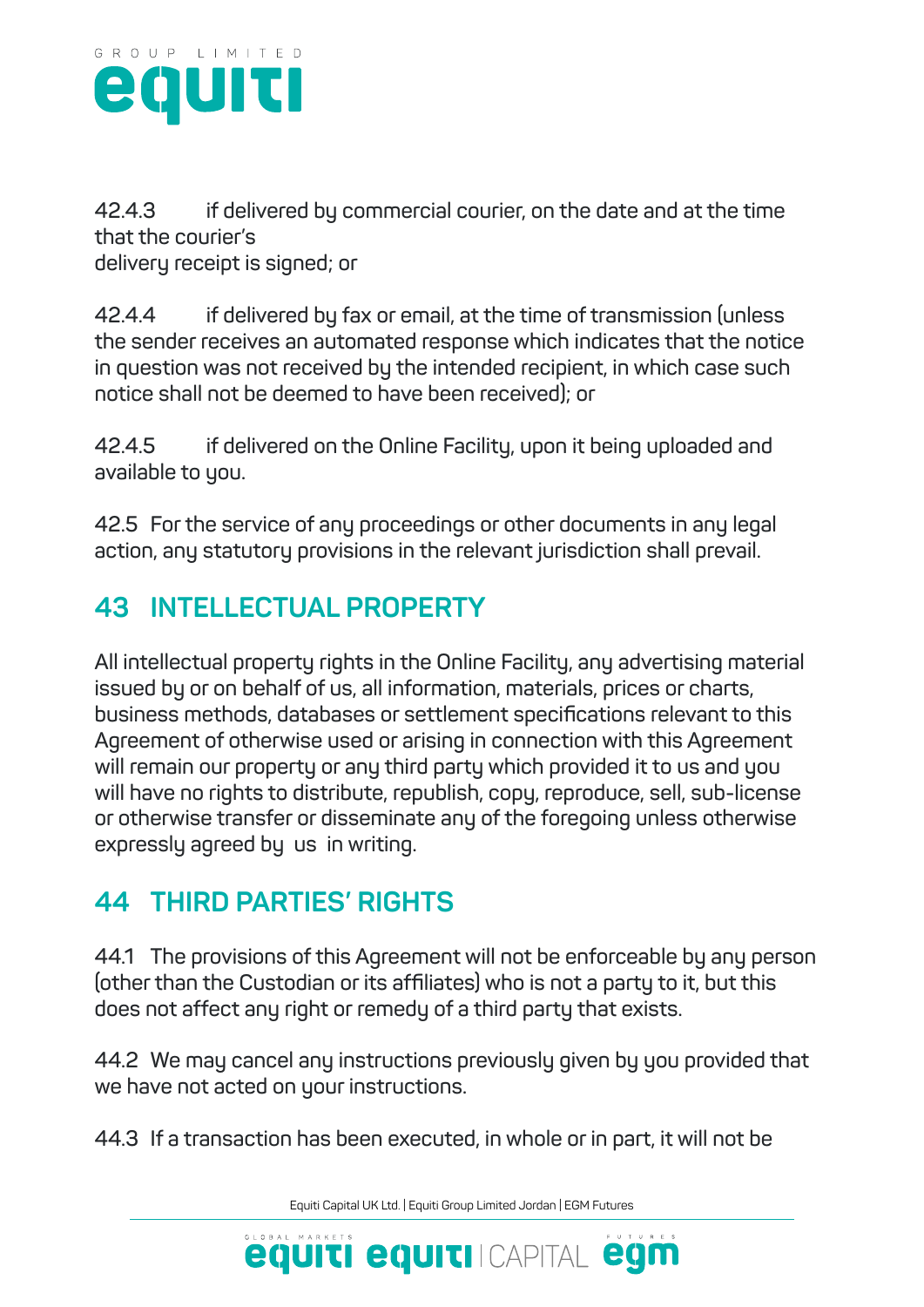42.4.3 if delivered by commercial courier, on the date and at the time that the courier's delivery receipt is signed; or

42.4.4 if delivered by fax or email, at the time of transmission (unless the sender receives an automated response which indicates that the notice in question was not received by the intended recipient, in which case such notice shall not be deemed to have been received); or

42.4.5 if delivered on the Online Facility, upon it being uploaded and available to you.

42.5 For the service of any proceedings or other documents in any legal action, any statutory provisions in the relevant jurisdiction shall prevail.

## 43 INTELLECTUAL PROPERTY

All intellectual property rights in the Online Facility, any advertising material issued by or on behalf of us, all information, materials, prices or charts, business methods, databases or settlement specifications relevant to this Agreement of otherwise used or arising in connection with this Agreement will remain our property or any third party which provided it to us and you will have no rights to distribute, republish, copy, reproduce, sell, sub-license or otherwise transfer or disseminate any of the foregoing unless otherwise expressly agreed by us in writing.

## 44 THIRD PARTIES' RIGHTS

44.1 The provisions of this Agreement will not be enforceable by any person (other than the Custodian or its affiliates) who is not a party to it, but this does not affect any right or remedy of a third party that exists.

44.2 We may cancel any instructions previously given by you provided that we have not acted on your instructions.

44.3 If a transaction has been executed, in whole or in part, it will not be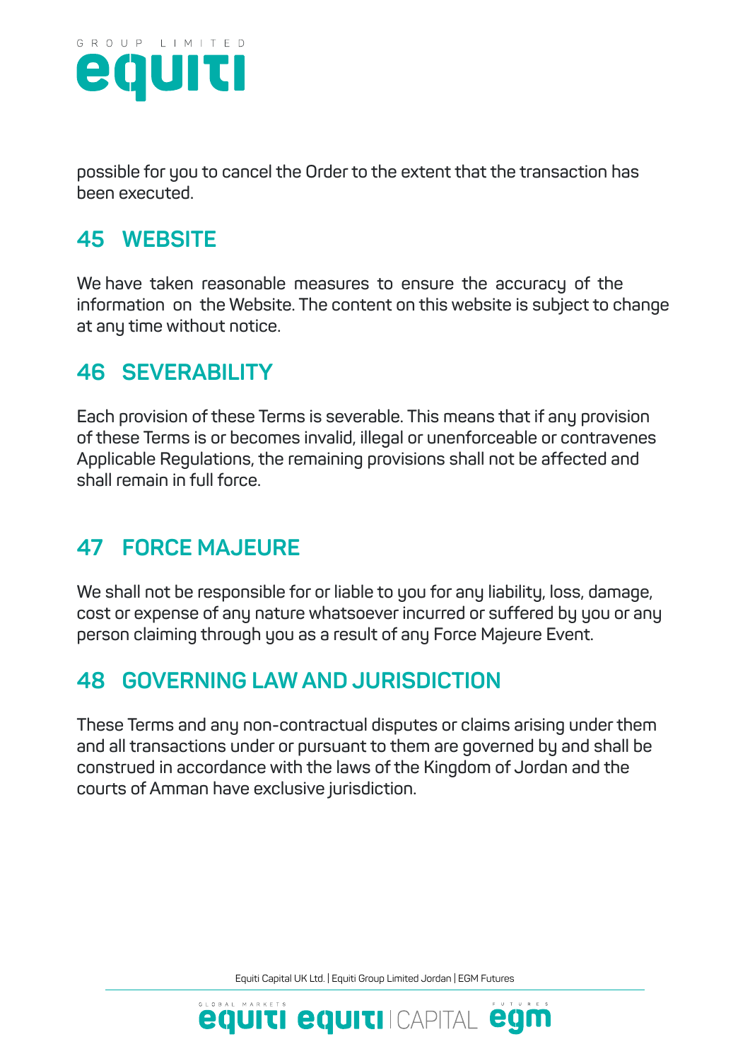possible for you to cancel the Order to the extent that the transaction has been executed.

## 45 WEBSITE

We have taken reasonable measures to ensure the accuracy of the information on the Website. The content on this website is subject to change at any time without notice.

## 46 SEVERABILITY

Each provision of these Terms is severable. This means that if any provision of these Terms is or becomes invalid, illegal or unenforceable or contravenes Applicable Regulations, the remaining provisions shall not be affected and shall remain in full force.

## 47 FORCE MAJEURE

We shall not be responsible for or liable to you for any liability, loss, damage, cost or expense of any nature whatsoever incurred or suffered by you or any person claiming through you as a result of any Force Majeure Event.

## 48 GOVERNING LAW AND JURISDICTION

These Terms and any non-contractual disputes or claims arising under them and all transactions under or pursuant to them are governed by and shall be construed in accordance with the laws of the Kingdom of Jordan and the courts of Amman have exclusive jurisdiction.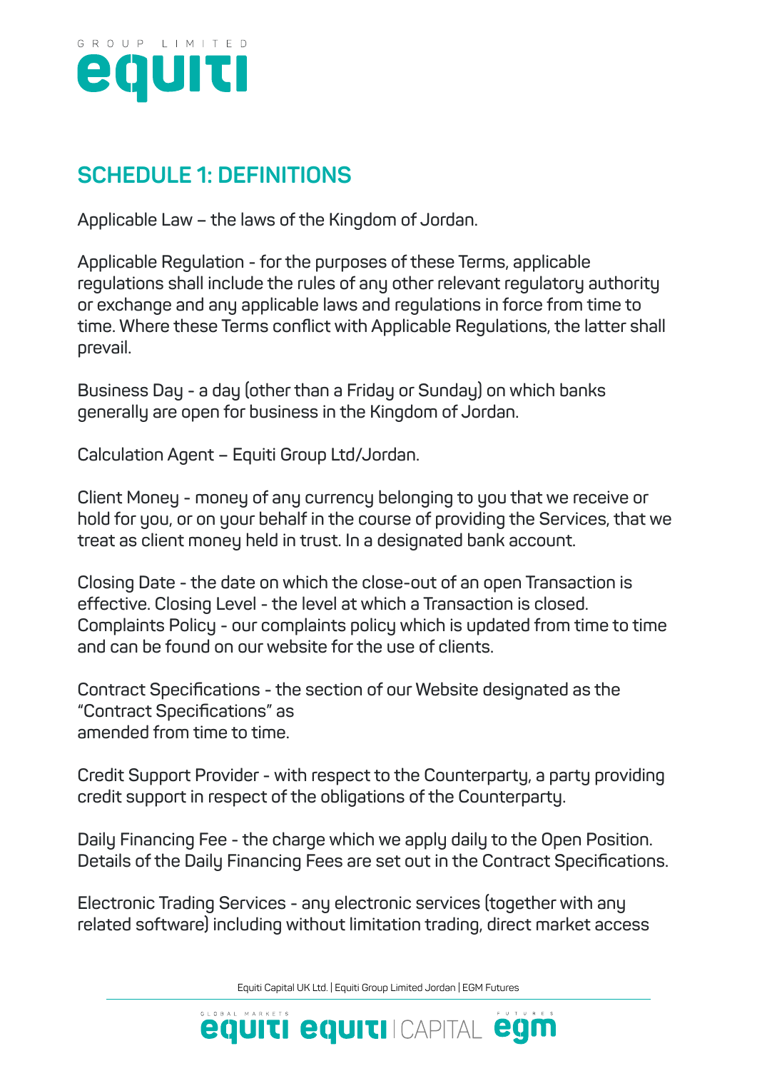## SCHEDULE 1: DEFINITIONS

Applicable Law – the laws of the Kingdom of Jordan.

Applicable Regulation - for the purposes of these Terms, applicable regulations shall include the rules of any other relevant regulatory authority or exchange and any applicable laws and regulations in force from time to time. Where these Terms conflict with Applicable Regulations, the latter shall prevail.

Business Day - a day (other than a Friday or Sunday) on which banks generally are open for business in the Kingdom of Jordan.

Calculation Agent – Equiti Group Ltd/Jordan.

Client Money - money of any currency belonging to you that we receive or hold for you, or on your behalf in the course of providing the Services, that we treat as client money held in trust. In a designated bank account.

Closing Date - the date on which the close-out of an open Transaction is effective. Closing Level - the level at which a Transaction is closed. Complaints Policy - our complaints policy which is updated from time to time and can be found on our website for the use of clients.

Contract Specifications - the section of our Website designated as the "Contract Specifications" as amended from time to time.

Credit Support Provider - with respect to the Counterparty, a party providing credit support in respect of the obligations of the Counterparty.

Daily Financing Fee - the charge which we apply daily to the Open Position. Details of the Daily Financing Fees are set out in the Contract Specifications.

Electronic Trading Services - any electronic services (together with any related software) including without limitation trading, direct market access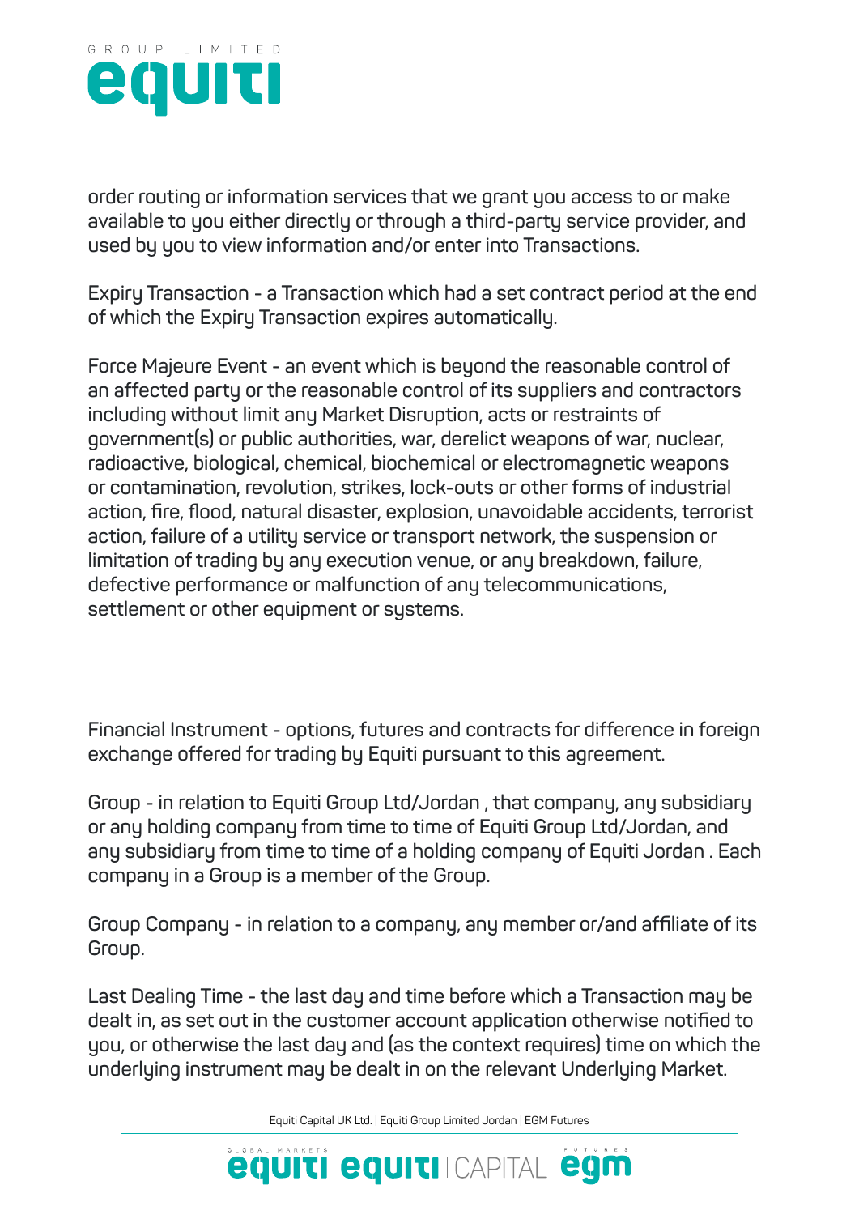order routing or information services that we grant you access to or make available to you either directly or through a third-party service provider, and used by you to view information and/or enter into Transactions.

Expiry Transaction - a Transaction which had a set contract period at the end of which the Expiry Transaction expires automatically.

Force Majeure Event - an event which is beyond the reasonable control of an affected party or the reasonable control of its suppliers and contractors including without limit any Market Disruption, acts or restraints of government(s) or public authorities, war, derelict weapons of war, nuclear, radioactive, biological, chemical, biochemical or electromagnetic weapons or contamination, revolution, strikes, lock-outs or other forms of industrial action, fire, flood, natural disaster, explosion, unavoidable accidents, terrorist action, failure of a utility service or transport network, the suspension or limitation of trading by any execution venue, or any breakdown, failure, defective performance or malfunction of any telecommunications, settlement or other equipment or systems.

Financial Instrument - options, futures and contracts for difference in foreign exchange offered for trading by Equiti pursuant to this agreement.

Group - in relation to Equiti Group Ltd/Jordan , that company, any subsidiary or any holding company from time to time of Equiti Group Ltd/Jordan, and any subsidiary from time to time of a holding company of Equiti Jordan . Each company in a Group is a member of the Group.

Group Company - in relation to a company, any member or/and affiliate of its Group.

Last Dealing Time - the last day and time before which a Transaction may be dealt in, as set out in the customer account application otherwise notified to you, or otherwise the last day and (as the context requires) time on which the underlying instrument may be dealt in on the relevant Underlying Market.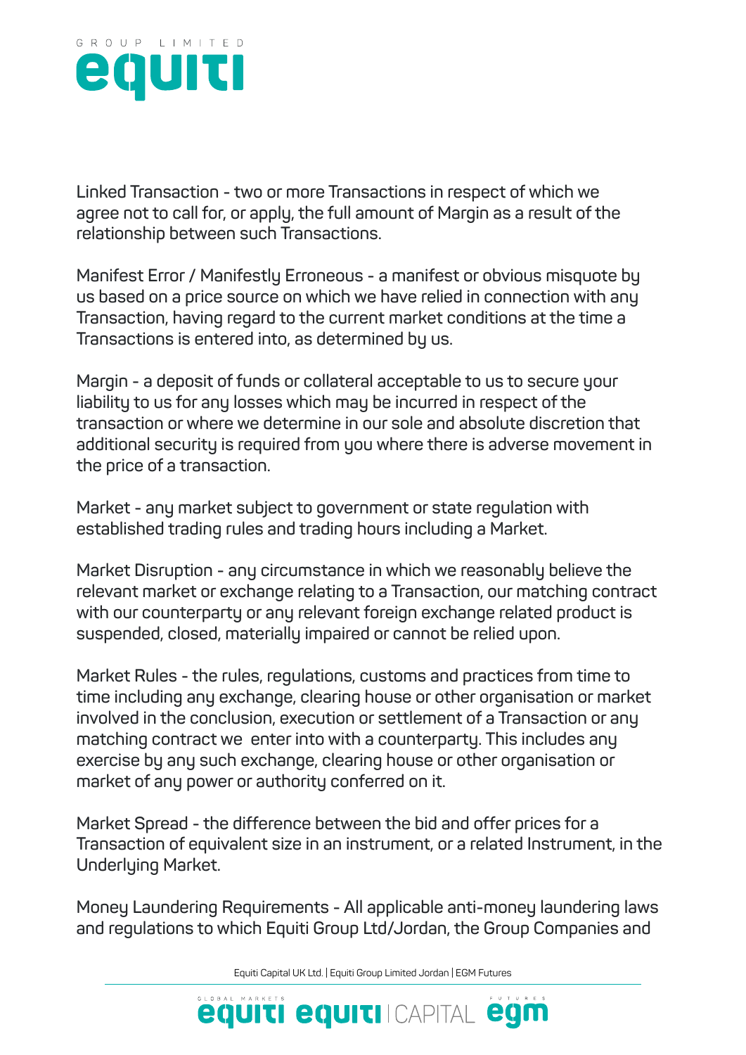Linked Transaction - two or more Transactions in respect of which we agree not to call for, or apply, the full amount of Margin as a result of the relationship between such Transactions.

Manifest Error / Manifestly Erroneous - a manifest or obvious misquote by us based on a price source on which we have relied in connection with any Transaction, having regard to the current market conditions at the time a Transactions is entered into, as determined by us.

Margin - a deposit of funds or collateral acceptable to us to secure your liability to us for any losses which may be incurred in respect of the transaction or where we determine in our sole and absolute discretion that additional security is required from you where there is adverse movement in the price of a transaction.

Market - any market subject to government or state regulation with established trading rules and trading hours including a Market.

Market Disruption - any circumstance in which we reasonably believe the relevant market or exchange relating to a Transaction, our matching contract with our counterparty or any relevant foreign exchange related product is suspended, closed, materially impaired or cannot be relied upon.

Market Rules - the rules, regulations, customs and practices from time to time including any exchange, clearing house or other organisation or market involved in the conclusion, execution or settlement of a Transaction or any matching contract we enter into with a counterparty. This includes any exercise by any such exchange, clearing house or other organisation or market of any power or authority conferred on it.

Market Spread - the difference between the bid and offer prices for a Transaction of equivalent size in an instrument, or a related Instrument, in the Underlying Market.

Money Laundering Requirements - All applicable anti-money laundering laws and regulations to which Equiti Group Ltd/Jordan, the Group Companies and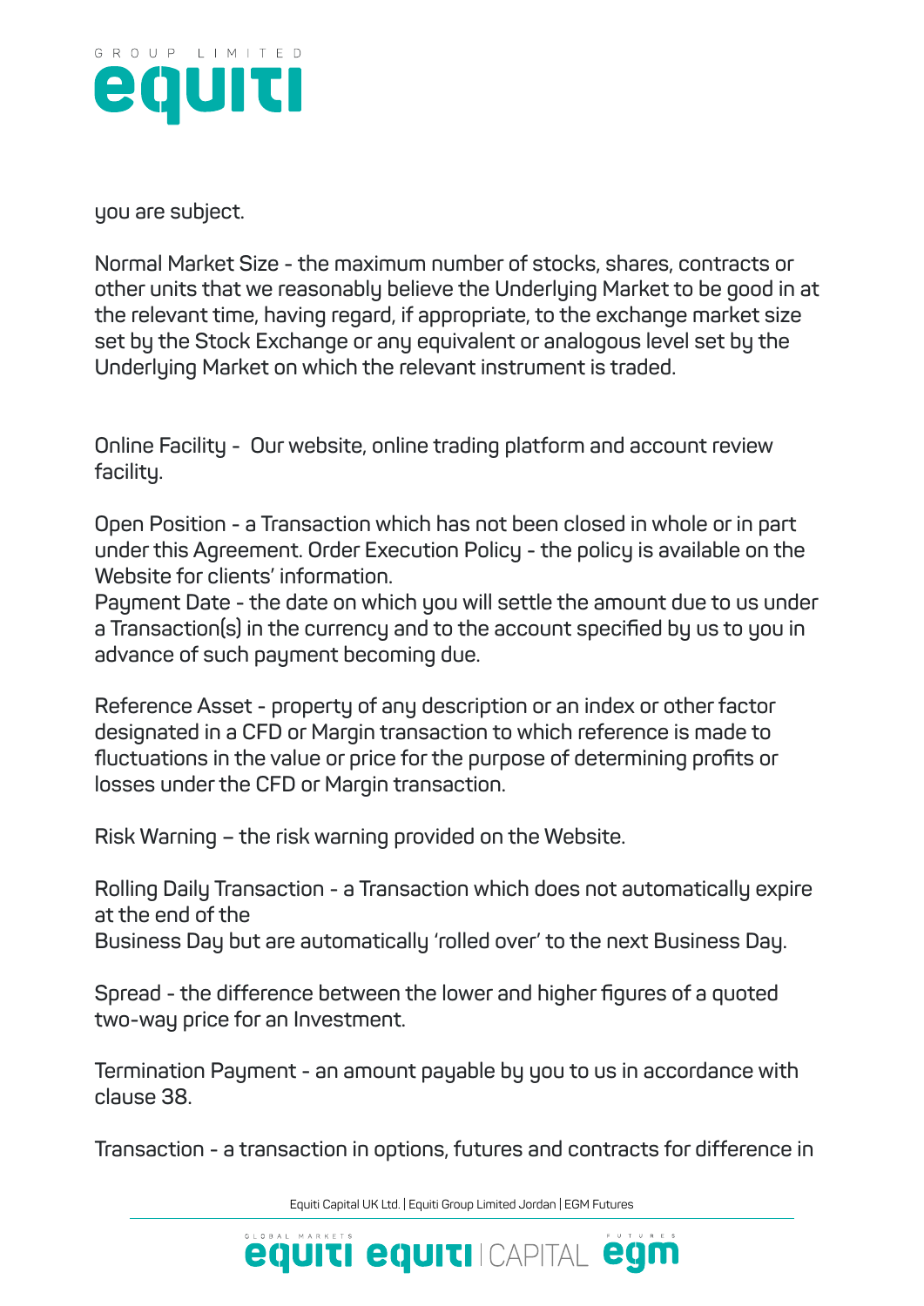you are subject.

Normal Market Size - the maximum number of stocks, shares, contracts or other units that we reasonably believe the Underlying Market to be good in at the relevant time, having regard, if appropriate, to the exchange market size set by the Stock Exchange or any equivalent or analogous level set by the Underlying Market on which the relevant instrument is traded.

Online Facility - Our website, online trading platform and account review facility.

Open Position - a Transaction which has not been closed in whole or in part under this Agreement. Order Execution Policy - the policy is available on the Website for clients' information.
Payment Date - the date on which you will settle the amount due to us under a Transaction(s) in the currency and to the account specified by us to you in advance of such payment becoming due.

Reference Asset - property of any description or an index or other factor designated in a CFD or Margin transaction to which reference is made to fluctuations in the value or price for the purpose of determining profits or losses under the CFD or Margin transaction.

Risk Warning – the risk warning provided on the Website.

Rolling Daily Transaction - a Transaction which does not automatically expire at the end of the
Business Day but are automatically 'rolled over' to the next Business Day.

Spread - the difference between the lower and higher figures of a quoted two-way price for an Investment.

Termination Payment - an amount payable by you to us in accordance with clause 38.

Transaction - a transaction in options, futures and contracts for difference in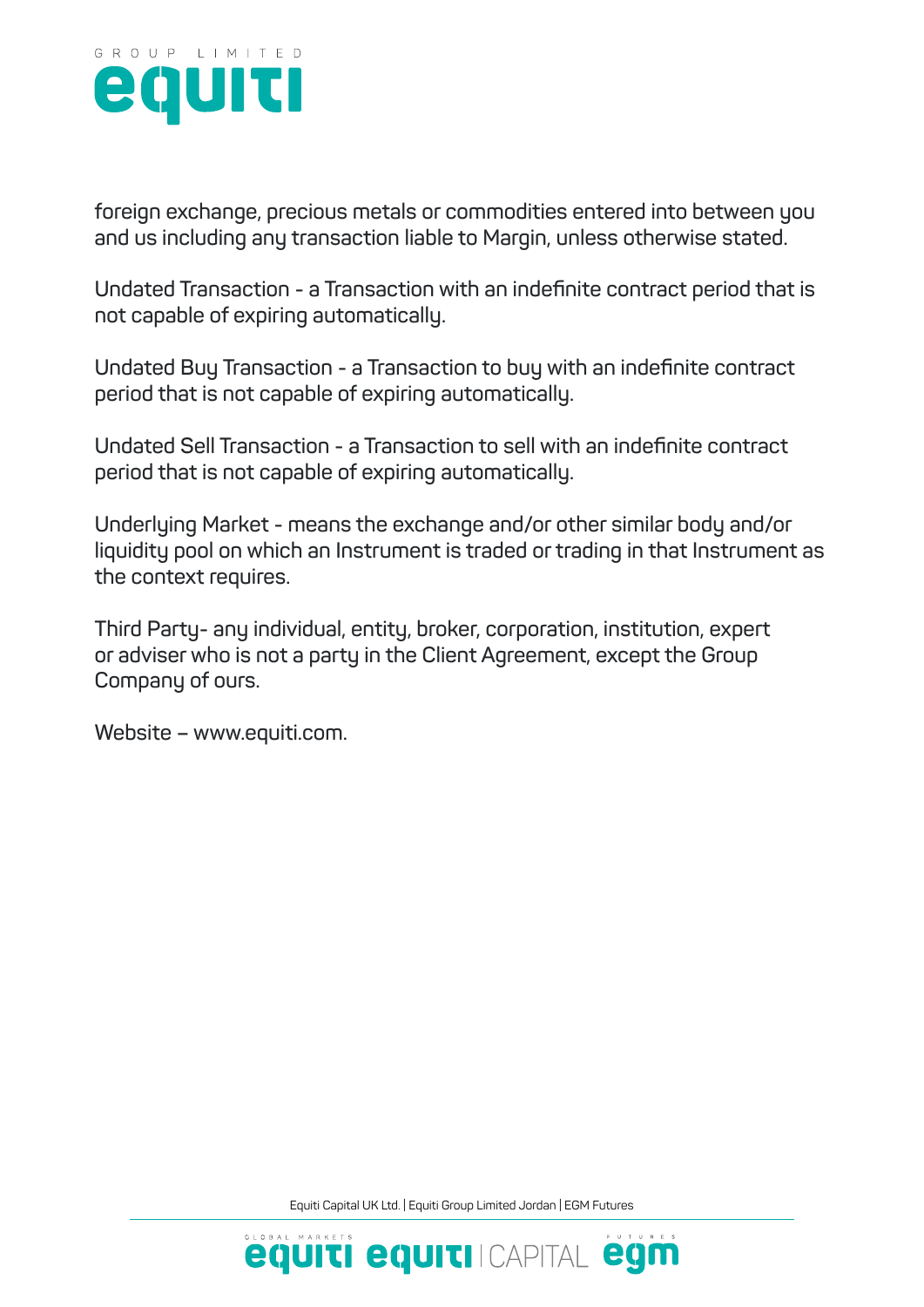foreign exchange, precious metals or commodities entered into between you and us including any transaction liable to Margin, unless otherwise stated.

Undated Transaction - a Transaction with an indefinite contract period that is not capable of expiring automatically.

Undated Buy Transaction - a Transaction to buy with an indefinite contract period that is not capable of expiring automatically.

Undated Sell Transaction - a Transaction to sell with an indefinite contract period that is not capable of expiring automatically.

Underlying Market - means the exchange and/or other similar body and/or liquidity pool on which an Instrument is traded or trading in that Instrument as the context requires.

Third Party- any individual, entity, broker, corporation, institution, expert or adviser who is not a party in the Client Agreement, except the Group Company of ours.

Website – www.equiti.com.